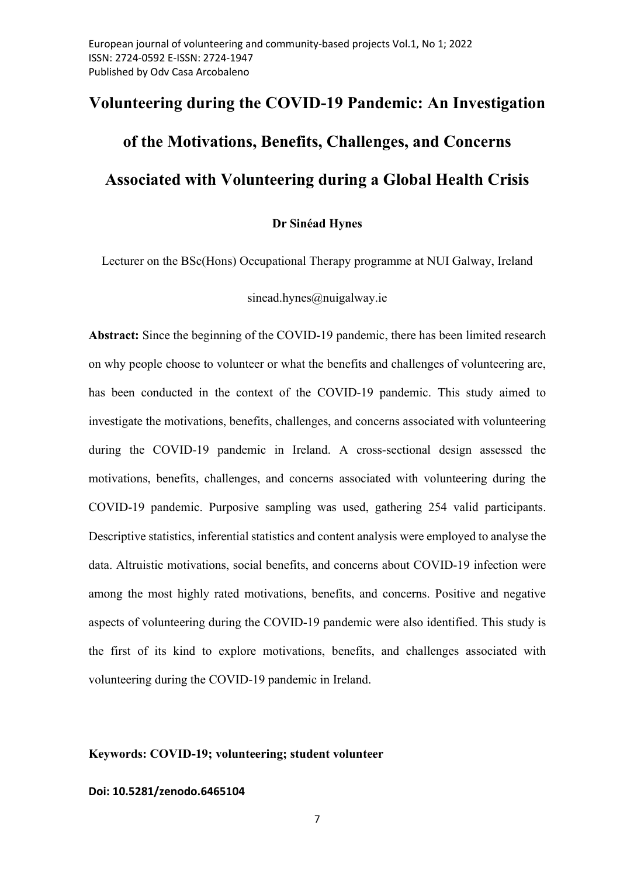# Volunteering during the COVID-19 Pandemic: An Investigation of the Motivations, Benefits, Challenges, and Concerns Associated with Volunteering during a Global Health Crisis

**Dr Sinéad Hynes**

Lecturer on the BSc(Hons) Occupational Therapy programme at NUI Galway, Ireland

sinead.hynes@nuigalway.ie

**Abstract:** Since the beginning of the COVID-19 pandemic, there has been limited research on why people choose to volunteer or what the benefits and challenges of volunteering are, has been conducted in the context of the COVID-19 pandemic. This study aimed to investigate the motivations, benefits, challenges, and concerns associated with volunteering during the COVID-19 pandemic in Ireland. A cross-sectional design assessed the motivations, benefits, challenges, and concerns associated with volunteering during the COVID-19 pandemic. Purposive sampling was used, gathering 254 valid participants. Descriptive statistics, inferential statistics and content analysis were employed to analyse the data. Altruistic motivations, social benefits, and concerns about COVID-19 infection were among the most highly rated motivations, benefits, and concerns. Positive and negative aspects of volunteering during the COVID-19 pandemic were also identified. This study is the first of its kind to explore motivations, benefits, and challenges associated with volunteering during the COVID-19 pandemic in Ireland.

**Keywords: COVID-19; volunteering; student volunteer**

**Doi: 10.5281/zenodo.6465104**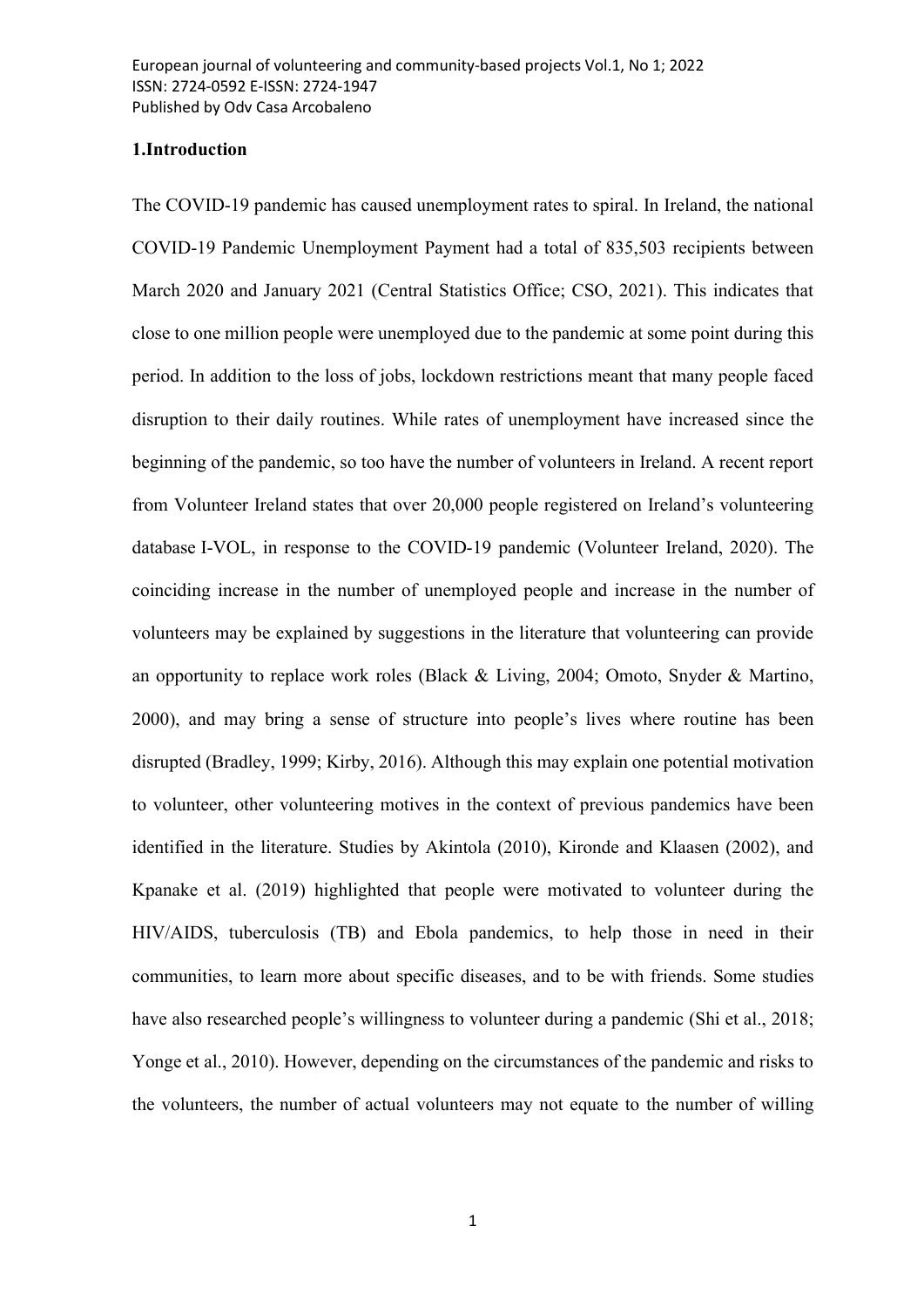## 1.Introduction

The COVID-19 pandemic has caused unemployment rates to spiral. In Ireland, the national COVID-19 Pandemic Unemployment Payment had a total of 835,503 recipients between March 2020 and January 2021 (Central Statistics Office; CSO, 2021). This indicates that close to one million people were unemployed due to the pandemic at some point during this period. In addition to the loss of jobs, lockdown restrictions meant that many people faced disruption to their daily routines. While rates of unemployment have increased since the beginning of the pandemic, so too have the number of volunteers in Ireland. A recent report from Volunteer Ireland states that over 20,000 people registered on Ireland's volunteering database I-VOL, in response to the COVID-19 pandemic (Volunteer Ireland, 2020). The coinciding increase in the number of unemployed people and increase in the number of volunteers may be explained by suggestions in the literature that volunteering can provide an opportunity to replace work roles (Black & Living, 2004; Omoto, Snyder & Martino, 2000), and may bring a sense of structure into people's lives where routine has been disrupted (Bradley, 1999; Kirby, 2016). Although this may explain one potential motivation to volunteer, other volunteering motives in the context of previous pandemics have been identified in the literature. Studies by Akintola (2010), Kironde and Klaasen (2002), and Kpanake et al. (2019) highlighted that people were motivated to volunteer during the HIV/AIDS, tuberculosis (TB) and Ebola pandemics, to help those in need in their communities, to learn more about specific diseases, and to be with friends. Some studies have also researched people's willingness to volunteer during a pandemic (Shi et al., 2018; Yonge et al., 2010). However, depending on the circumstances of the pandemic and risks to the volunteers, the number of actual volunteers may not equate to the number of willing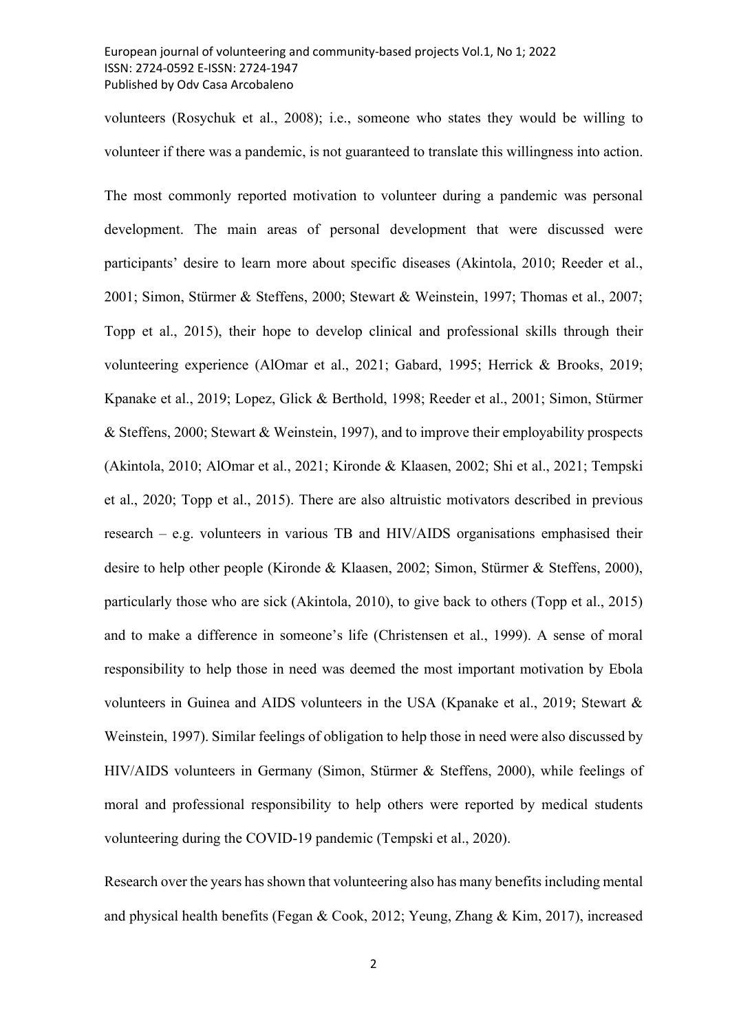volunteers (Rosychuk et al., 2008); i.e., someone who states they would be willing to volunteer if there was a pandemic, is not guaranteed to translate this willingness into action.

The most commonly reported motivation to volunteer during a pandemic was personal development. The main areas of personal development that were discussed were participants' desire to learn more about specific diseases (Akintola, 2010; Reeder et al., 2001; Simon, Stürmer & Steffens, 2000; Stewart & Weinstein, 1997; Thomas et al., 2007; Topp et al., 2015), their hope to develop clinical and professional skills through their volunteering experience (AlOmar et al., 2021; Gabard, 1995; Herrick & Brooks, 2019; Kpanake et al., 2019; Lopez, Glick & Berthold, 1998; Reeder et al., 2001; Simon, Stürmer & Steffens, 2000; Stewart & Weinstein, 1997), and to improve their employability prospects (Akintola, 2010; AlOmar et al., 2021; Kironde & Klaasen, 2002; Shi et al., 2021; Tempski et al., 2020; Topp et al., 2015). There are also altruistic motivators described in previous research – e.g. volunteers in various TB and HIV/AIDS organisations emphasised their desire to help other people (Kironde & Klaasen, 2002; Simon, Stürmer & Steffens, 2000), particularly those who are sick (Akintola, 2010), to give back to others (Topp et al., 2015) and to make a difference in someone's life (Christensen et al., 1999). A sense of moral responsibility to help those in need was deemed the most important motivation by Ebola volunteers in Guinea and AIDS volunteers in the USA (Kpanake et al., 2019; Stewart & Weinstein, 1997). Similar feelings of obligation to help those in need were also discussed by HIV/AIDS volunteers in Germany (Simon, Stürmer & Steffens, 2000), while feelings of moral and professional responsibility to help others were reported by medical students volunteering during the COVID-19 pandemic (Tempski et al., 2020).

Research over the years has shown that volunteering also has many benefits including mental and physical health benefits (Fegan & Cook, 2012; Yeung, Zhang & Kim, 2017), increased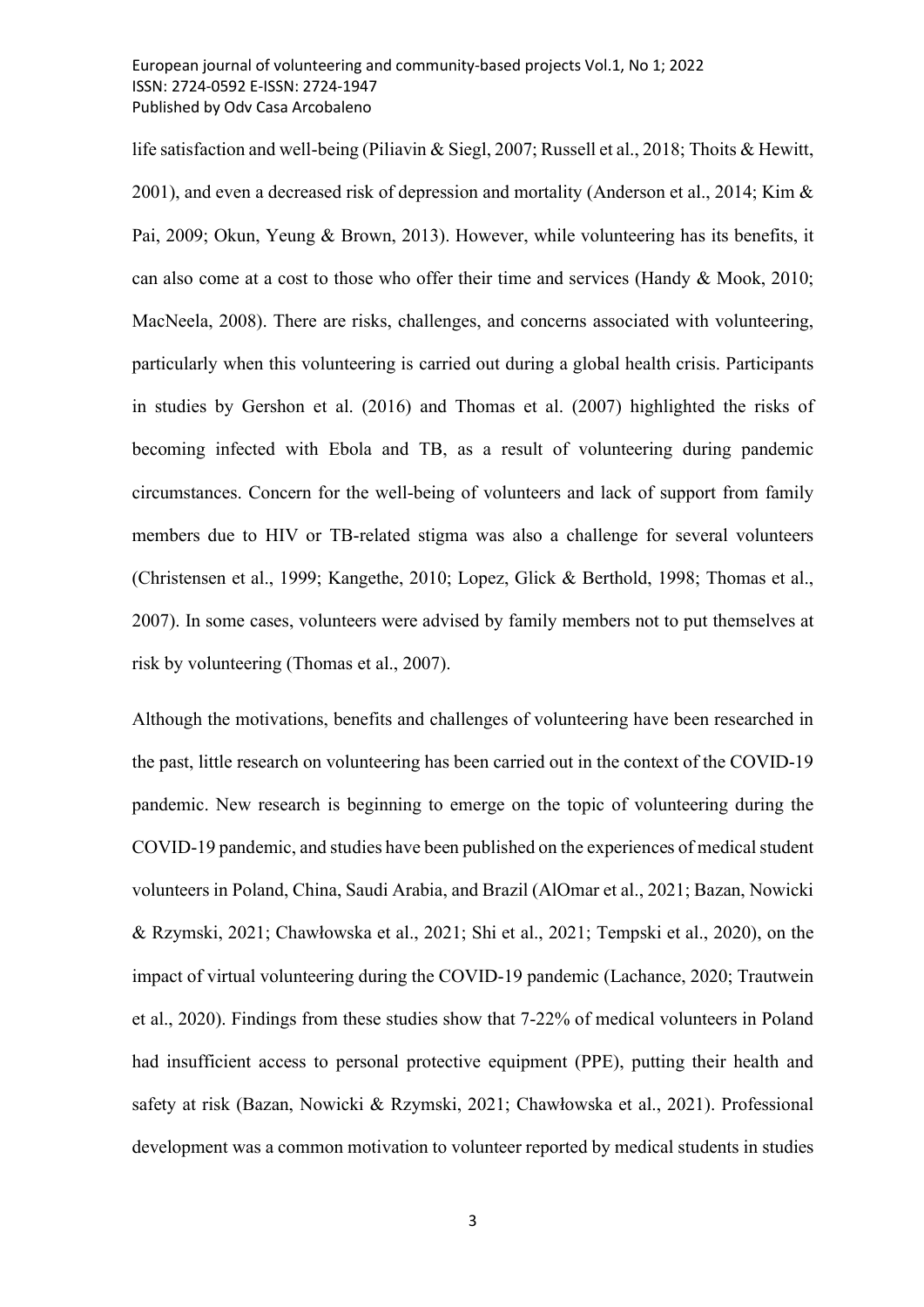life satisfaction and well-being (Piliavin & Siegl, 2007; Russell et al., 2018; Thoits & Hewitt, 2001), and even a decreased risk of depression and mortality (Anderson et al., 2014; Kim & Pai, 2009; Okun, Yeung & Brown, 2013). However, while volunteering has its benefits, it can also come at a cost to those who offer their time and services (Handy & Mook, 2010; MacNeela, 2008). There are risks, challenges, and concerns associated with volunteering, particularly when this volunteering is carried out during a global health crisis. Participants in studies by Gershon et al. (2016) and Thomas et al. (2007) highlighted the risks of becoming infected with Ebola and TB, as a result of volunteering during pandemic circumstances. Concern for the well-being of volunteers and lack of support from family members due to HIV or TB-related stigma was also a challenge for several volunteers (Christensen et al., 1999; Kangethe, 2010; Lopez, Glick & Berthold, 1998; Thomas et al., 2007). In some cases, volunteers were advised by family members not to put themselves at risk by volunteering (Thomas et al., 2007).

Although the motivations, benefits and challenges of volunteering have been researched in the past, little research on volunteering has been carried out in the context of the COVID-19 pandemic. New research is beginning to emerge on the topic of volunteering during the COVID-19 pandemic, and studies have been published on the experiences of medical student volunteers in Poland, China, Saudi Arabia, and Brazil (AlOmar et al., 2021; Bazan, Nowicki & Rzymski, 2021; Chawłowska et al., 2021; Shi et al., 2021; Tempski et al., 2020), on the impact of virtual volunteering during the COVID-19 pandemic (Lachance, 2020; Trautwein et al., 2020). Findings from these studies show that 7-22% of medical volunteers in Poland had insufficient access to personal protective equipment (PPE), putting their health and safety at risk (Bazan, Nowicki & Rzymski, 2021; Chawłowska et al., 2021). Professional development was a common motivation to volunteer reported by medical students in studies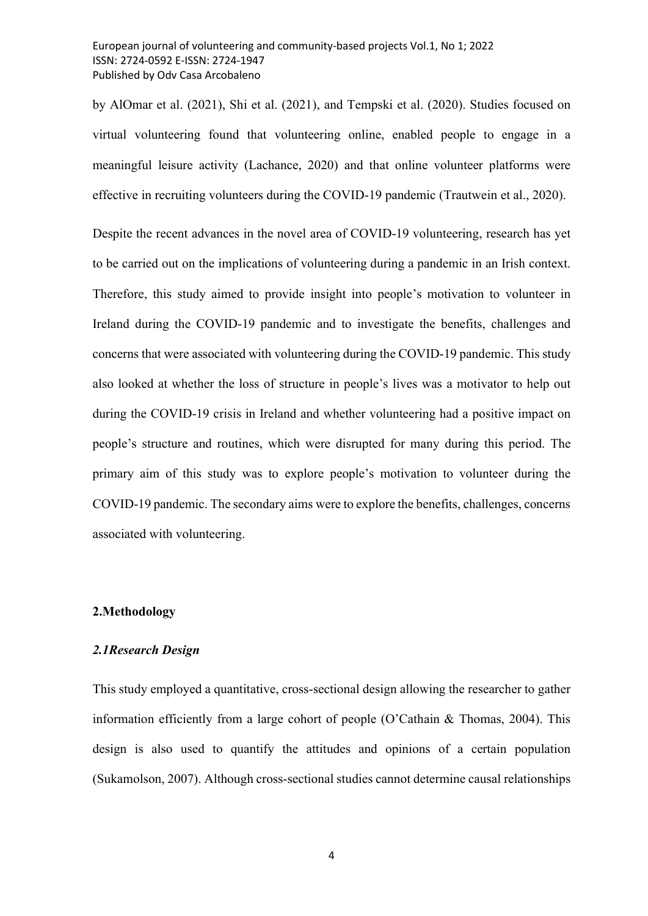by AlOmar et al. (2021), Shi et al. (2021), and Tempski et al. (2020). Studies focused on virtual volunteering found that volunteering online, enabled people to engage in a meaningful leisure activity (Lachance, 2020) and that online volunteer platforms were effective in recruiting volunteers during the COVID-19 pandemic (Trautwein et al., 2020).

Despite the recent advances in the novel area of COVID-19 volunteering, research has yet to be carried out on the implications of volunteering during a pandemic in an Irish context. Therefore, this study aimed to provide insight into people's motivation to volunteer in Ireland during the COVID-19 pandemic and to investigate the benefits, challenges and concerns that were associated with volunteering during the COVID-19 pandemic. This study also looked at whether the loss of structure in people's lives was a motivator to help out during the COVID-19 crisis in Ireland and whether volunteering had a positive impact on people's structure and routines, which were disrupted for many during this period. The primary aim of this study was to explore people's motivation to volunteer during the COVID-19 pandemic. The secondary aims were to explore the benefits, challenges, concerns associated with volunteering.

## 2.Methodology

### *2.1Research Design*

This study employed a quantitative, cross-sectional design allowing the researcher to gather information efficiently from a large cohort of people (O'Cathain & Thomas, 2004). This design is also used to quantify the attitudes and opinions of a certain population (Sukamolson, 2007). Although cross-sectional studies cannot determine causal relationships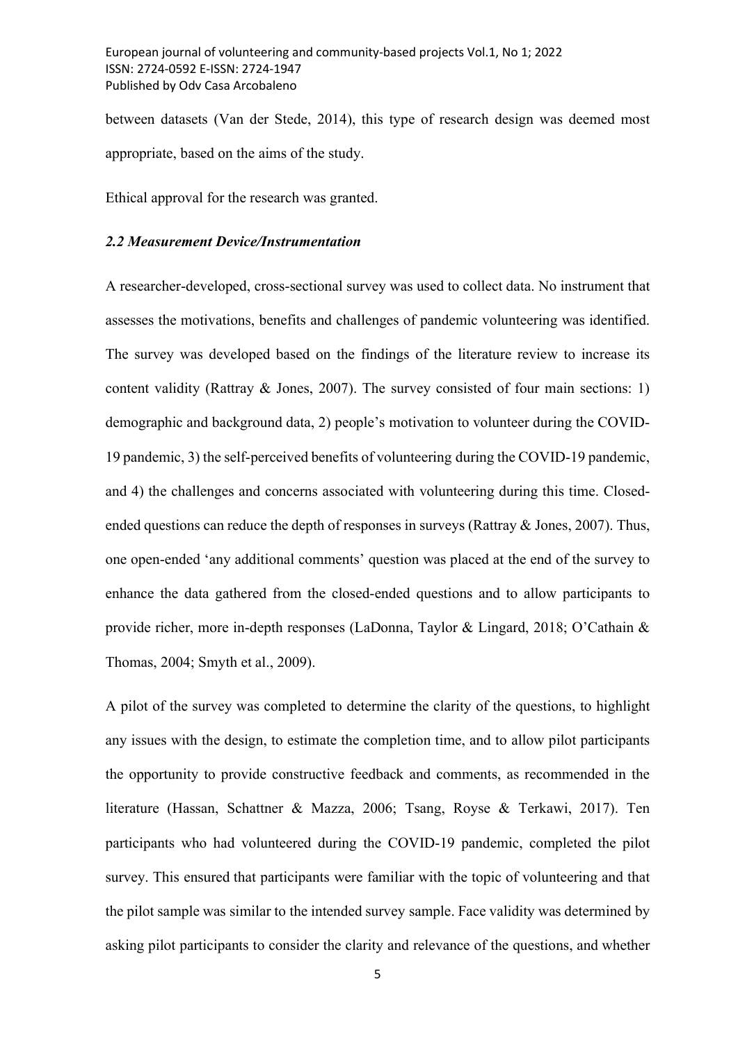between datasets (Van der Stede, 2014), this type of research design was deemed most appropriate, based on the aims of the study.

Ethical approval for the research was granted.

### *2.2 Measurement Device/Instrumentation*

A researcher-developed, cross-sectional survey was used to collect data. No instrument that assesses the motivations, benefits and challenges of pandemic volunteering was identified. The survey was developed based on the findings of the literature review to increase its content validity (Rattray & Jones, 2007). The survey consisted of four main sections: 1) demographic and background data, 2) people's motivation to volunteer during the COVID-19 pandemic, 3) the self-perceived benefits of volunteering during the COVID-19 pandemic, and 4) the challenges and concerns associated with volunteering during this time. Closed-ended questions can reduce the depth of responses in surveys (Rattray & Jones, 2007). Thus, one open-ended 'any additional comments' question was placed at the end of the survey to enhance the data gathered from the closed-ended questions and to allow participants to provide richer, more in-depth responses (LaDonna, Taylor & Lingard, 2018; O'Cathain & Thomas, 2004; Smyth et al., 2009).

A pilot of the survey was completed to determine the clarity of the questions, to highlight any issues with the design, to estimate the completion time, and to allow pilot participants the opportunity to provide constructive feedback and comments, as recommended in the literature (Hassan, Schattner & Mazza, 2006; Tsang, Royse & Terkawi, 2017). Ten participants who had volunteered during the COVID-19 pandemic, completed the pilot survey. This ensured that participants were familiar with the topic of volunteering and that the pilot sample was similar to the intended survey sample. Face validity was determined by asking pilot participants to consider the clarity and relevance of the questions, and whether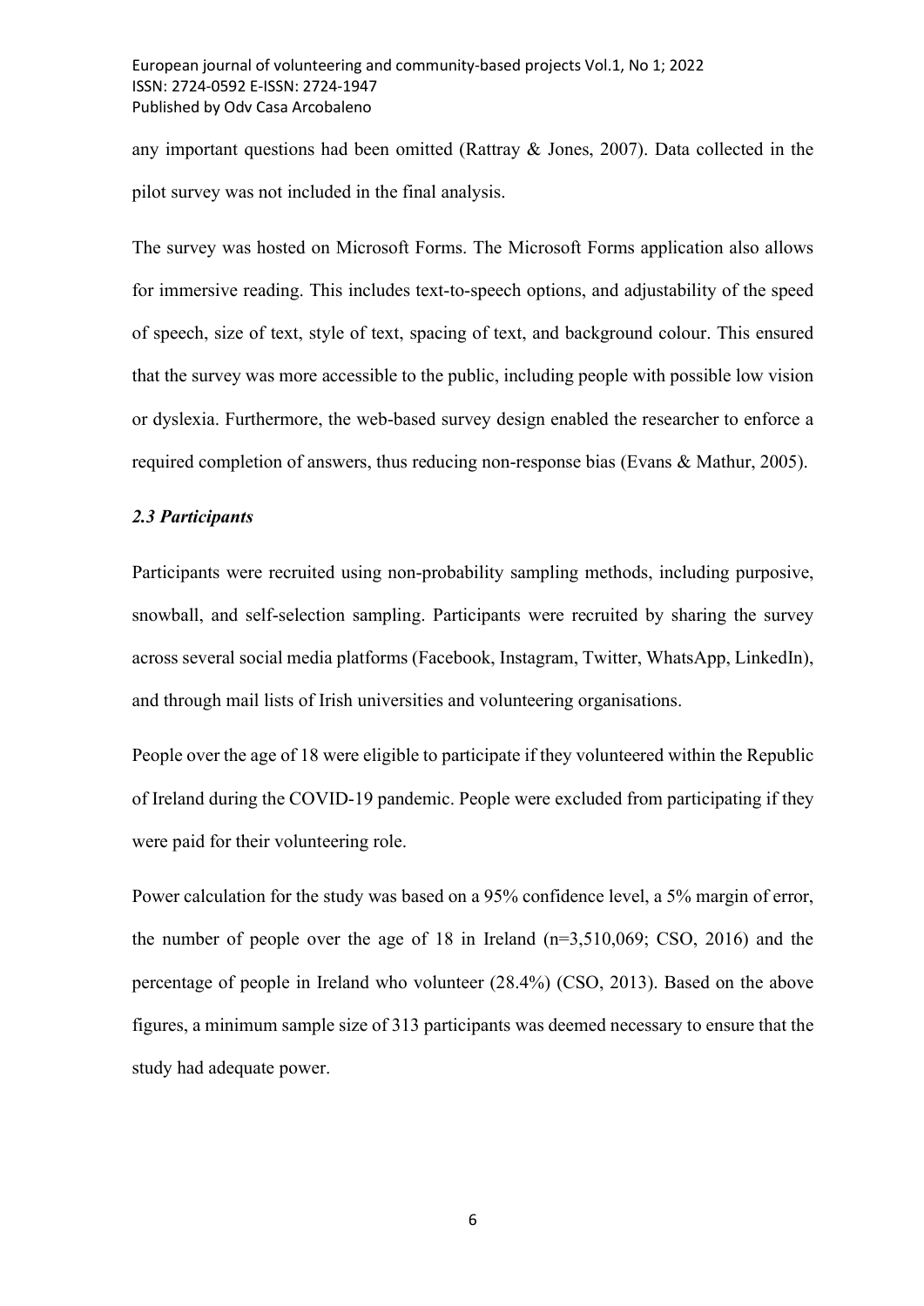any important questions had been omitted (Rattray & Jones, 2007). Data collected in the pilot survey was not included in the final analysis.

The survey was hosted on Microsoft Forms. The Microsoft Forms application also allows for immersive reading. This includes text-to-speech options, and adjustability of the speed of speech, size of text, style of text, spacing of text, and background colour. This ensured that the survey was more accessible to the public, including people with possible low vision or dyslexia. Furthermore, the web-based survey design enabled the researcher to enforce a required completion of answers, thus reducing non-response bias (Evans & Mathur, 2005).

### *2.3 Participants*

Participants were recruited using non-probability sampling methods, including purposive, snowball, and self-selection sampling. Participants were recruited by sharing the survey across several social media platforms (Facebook, Instagram, Twitter, WhatsApp, LinkedIn), and through mail lists of Irish universities and volunteering organisations.

People over the age of 18 were eligible to participate if they volunteered within the Republic of Ireland during the COVID-19 pandemic. People were excluded from participating if they were paid for their volunteering role.

Power calculation for the study was based on a 95% confidence level, a 5% margin of error, the number of people over the age of 18 in Ireland (n=3,510,069; CSO, 2016) and the percentage of people in Ireland who volunteer (28.4%) (CSO, 2013). Based on the above figures, a minimum sample size of 313 participants was deemed necessary to ensure that the study had adequate power.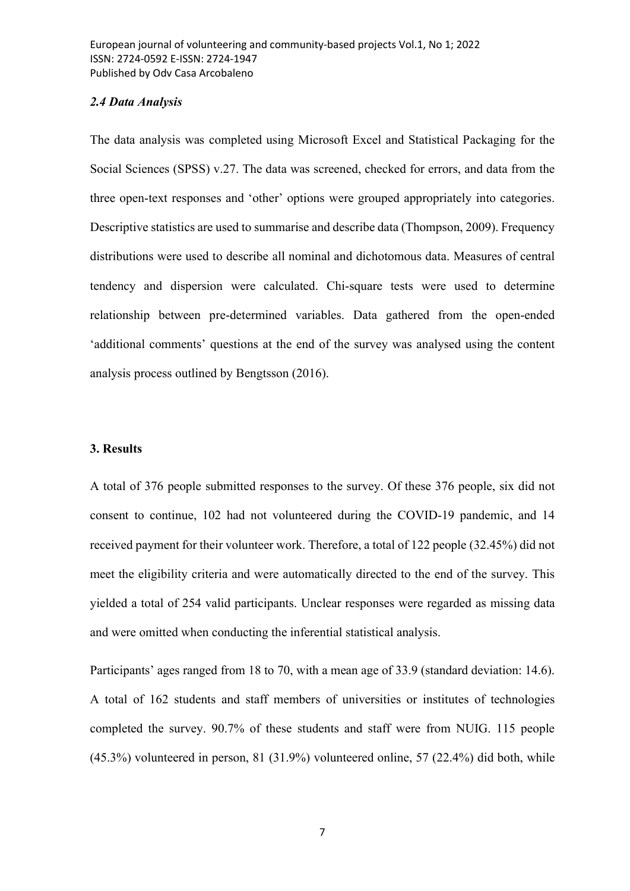### *2.4 Data Analysis*

The data analysis was completed using Microsoft Excel and Statistical Packaging for the Social Sciences (SPSS) v.27. The data was screened, checked for errors, and data from the three open-text responses and 'other' options were grouped appropriately into categories. Descriptive statistics are used to summarise and describe data (Thompson, 2009). Frequency distributions were used to describe all nominal and dichotomous data. Measures of central tendency and dispersion were calculated. Chi-square tests were used to determine relationship between pre-determined variables. Data gathered from the open-ended 'additional comments' questions at the end of the survey was analysed using the content analysis process outlined by Bengtsson (2016).

## 3. Results

A total of 376 people submitted responses to the survey. Of these 376 people, six did not consent to continue, 102 had not volunteered during the COVID-19 pandemic, and 14 received payment for their volunteer work. Therefore, a total of 122 people (32.45%) did not meet the eligibility criteria and were automatically directed to the end of the survey. This yielded a total of 254 valid participants. Unclear responses were regarded as missing data and were omitted when conducting the inferential statistical analysis.

Participants' ages ranged from 18 to 70, with a mean age of 33.9 (standard deviation: 14.6). A total of 162 students and staff members of universities or institutes of technologies completed the survey. 90.7% of these students and staff were from NUIG. 115 people (45.3%) volunteered in person, 81 (31.9%) volunteered online, 57 (22.4%) did both, while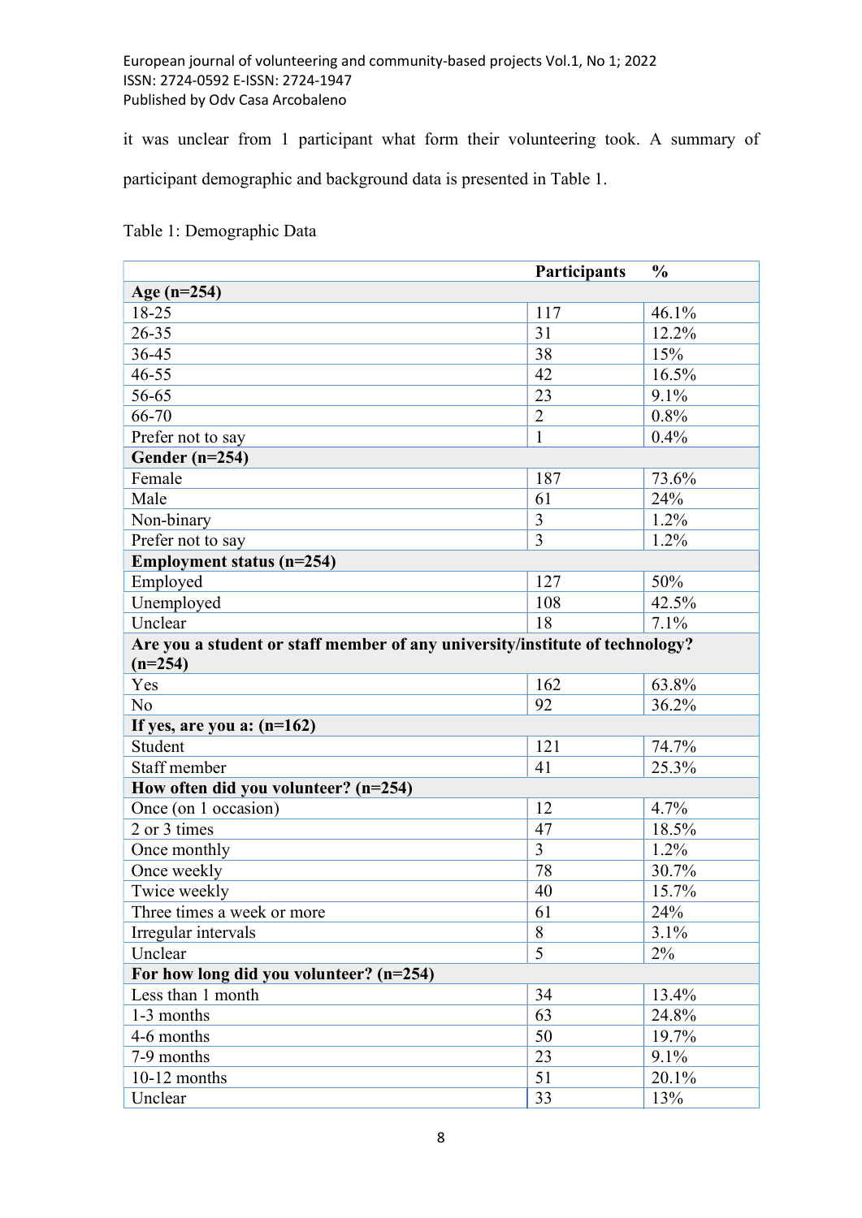it was unclear from 1 participant what form their volunteering took. A summary of participant demographic and background data is presented in Table 1.

Table 1: Demographic Data

| | **Participants** | **%** |
|---|---|---|
| **Age (n=254)** | | |
| 18-25 | 117 | 46.1% |
| 26-35 | 31 | 12.2% |
| 36-45 | 38 | 15% |
| 46-55 | 42 | 16.5% |
| 56-65 | 23 | 9.1% |
| 66-70 | 2 | 0.8% |
| Prefer not to say | 1 | 0.4% |
| **Gender (n=254)** | | |
| Female | 187 | 73.6% |
| Male | 61 | 24% |
| Non-binary | 3 | 1.2% |
| Prefer not to say | 3 | 1.2% |
| **Employment status (n=254)** | | |
| Employed | 127 | 50% |
| Unemployed | 108 | 42.5% |
| Unclear | 18 | 7.1% |
| **Are you a student or staff member of any university/institute of technology? (n=254)** | | |
| Yes | 162 | 63.8% |
| No | 92 | 36.2% |
| **If yes, are you a: (n=162)** | | |
| Student | 121 | 74.7% |
| Staff member | 41 | 25.3% |
| **How often did you volunteer? (n=254)** | | |
| Once (on 1 occasion) | 12 | 4.7% |
| 2 or 3 times | 47 | 18.5% |
| Once monthly | 3 | 1.2% |
| Once weekly | 78 | 30.7% |
| Twice weekly | 40 | 15.7% |
| Three times a week or more | 61 | 24% |
| Irregular intervals | 8 | 3.1% |
| Unclear | 5 | 2% |
| **For how long did you volunteer? (n=254)** | | |
| Less than 1 month | 34 | 13.4% |
| 1-3 months | 63 | 24.8% |
| 4-6 months | 50 | 19.7% |
| 7-9 months | 23 | 9.1% |
| 10-12 months | 51 | 20.1% |
| Unclear | 33 | 13% |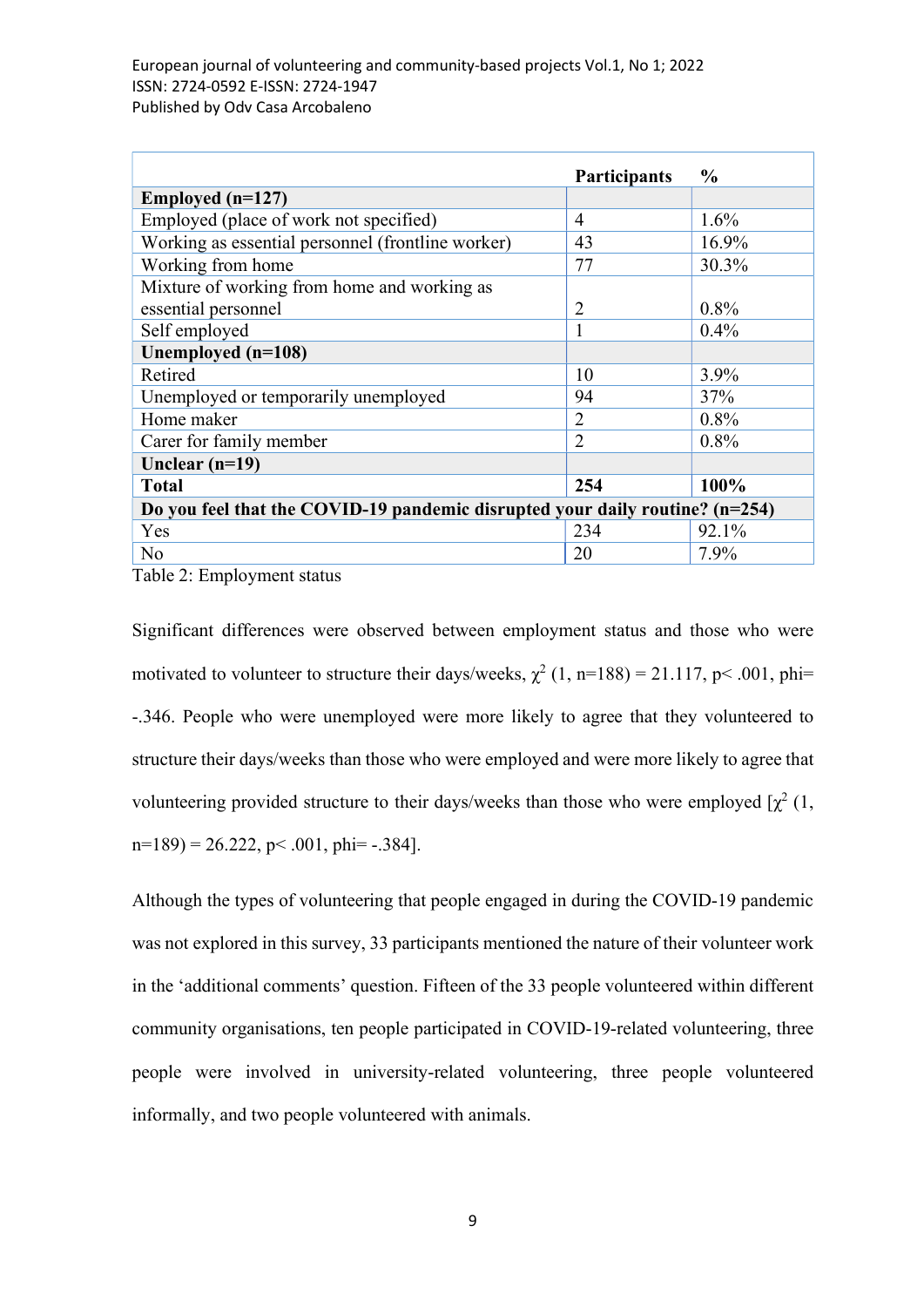| | Participants | % |
|---|---|---|
| **Employed (n=127)** | | |
| Employed (place of work not specified) | 4 | 1.6% |
| Working as essential personnel (frontline worker) | 43 | 16.9% |
| Working from home | 77 | 30.3% |
| Mixture of working from home and working as essential personnel | 2 | 0.8% |
| Self employed | 1 | 0.4% |
| **Unemployed (n=108)** | | |
| Retired | 10 | 3.9% |
| Unemployed or temporarily unemployed | 94 | 37% |
| Home maker | 2 | 0.8% |
| Carer for family member | 2 | 0.8% |
| **Unclear (n=19)** | | |
| **Total** | **254** | **100%** |
| **Do you feel that the COVID-19 pandemic disrupted your daily routine? (n=254)** | | |
| Yes | 234 | 92.1% |
| No | 20 | 7.9% |

Table 2: Employment status

Significant differences were observed between employment status and those who were motivated to volunteer to structure their days/weeks, $\chi^2$ (1, n=188) = 21.117, p< .001, phi= -.346. People who were unemployed were more likely to agree that they volunteered to structure their days/weeks than those who were employed and were more likely to agree that volunteering provided structure to their days/weeks than those who were employed [$\chi^2$ (1, n=189) = 26.222, p< .001, phi= -.384].

Although the types of volunteering that people engaged in during the COVID-19 pandemic was not explored in this survey, 33 participants mentioned the nature of their volunteer work in the 'additional comments' question. Fifteen of the 33 people volunteered within different community organisations, ten people participated in COVID-19-related volunteering, three people were involved in university-related volunteering, three people volunteered informally, and two people volunteered with animals.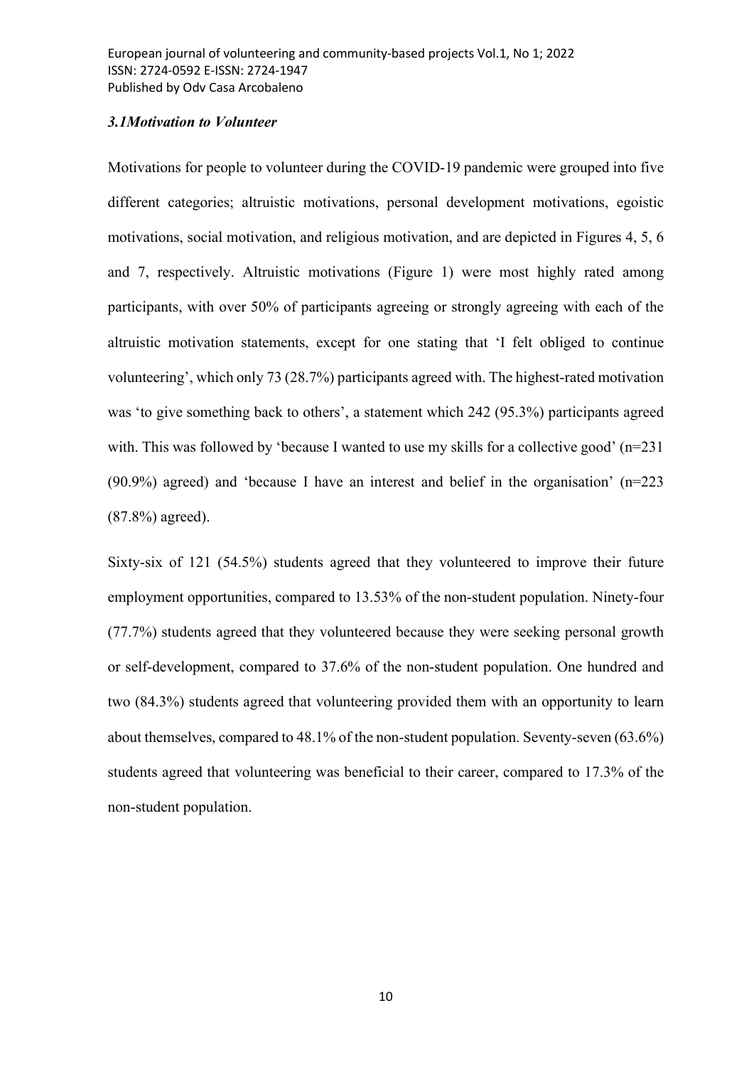### *3.1Motivation to Volunteer*

Motivations for people to volunteer during the COVID-19 pandemic were grouped into five different categories; altruistic motivations, personal development motivations, egoistic motivations, social motivation, and religious motivation, and are depicted in Figures 4, 5, 6 and 7, respectively. Altruistic motivations (Figure 1) were most highly rated among participants, with over 50% of participants agreeing or strongly agreeing with each of the altruistic motivation statements, except for one stating that 'I felt obliged to continue volunteering', which only 73 (28.7%) participants agreed with. The highest-rated motivation was 'to give something back to others', a statement which 242 (95.3%) participants agreed with. This was followed by 'because I wanted to use my skills for a collective good' (n=231 (90.9%) agreed) and 'because I have an interest and belief in the organisation' (n=223 (87.8%) agreed).

Sixty-six of 121 (54.5%) students agreed that they volunteered to improve their future employment opportunities, compared to 13.53% of the non-student population. Ninety-four (77.7%) students agreed that they volunteered because they were seeking personal growth or self-development, compared to 37.6% of the non-student population. One hundred and two (84.3%) students agreed that volunteering provided them with an opportunity to learn about themselves, compared to 48.1% of the non-student population. Seventy-seven (63.6%) students agreed that volunteering was beneficial to their career, compared to 17.3% of the non-student population.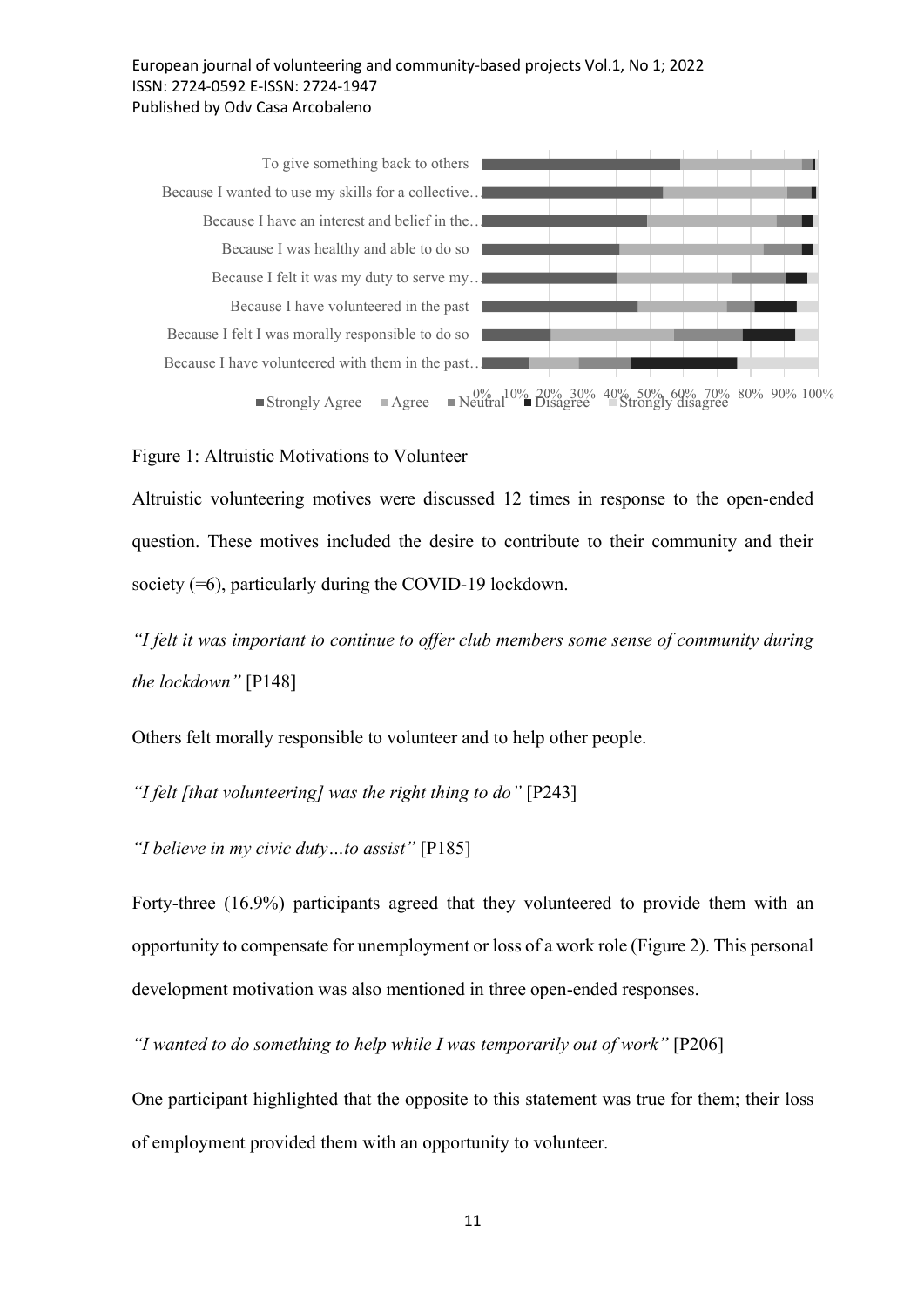Figure 1: Altruistic Motivations to Volunteer

Altruistic volunteering motives were discussed 12 times in response to the open-ended question. These motives included the desire to contribute to their community and their society (=6), particularly during the COVID-19 lockdown.

*"I felt it was important to continue to offer club members some sense of community during the lockdown"* [P148]

Others felt morally responsible to volunteer and to help other people.

*"I felt [that volunteering] was the right thing to do"* [P243]

*"I believe in my civic duty…to assist"* [P185]

Forty-three (16.9%) participants agreed that they volunteered to provide them with an opportunity to compensate for unemployment or loss of a work role (Figure 2). This personal development motivation was also mentioned in three open-ended responses.

*"I wanted to do something to help while I was temporarily out of work"* [P206]

One participant highlighted that the opposite to this statement was true for them; their loss of employment provided them with an opportunity to volunteer.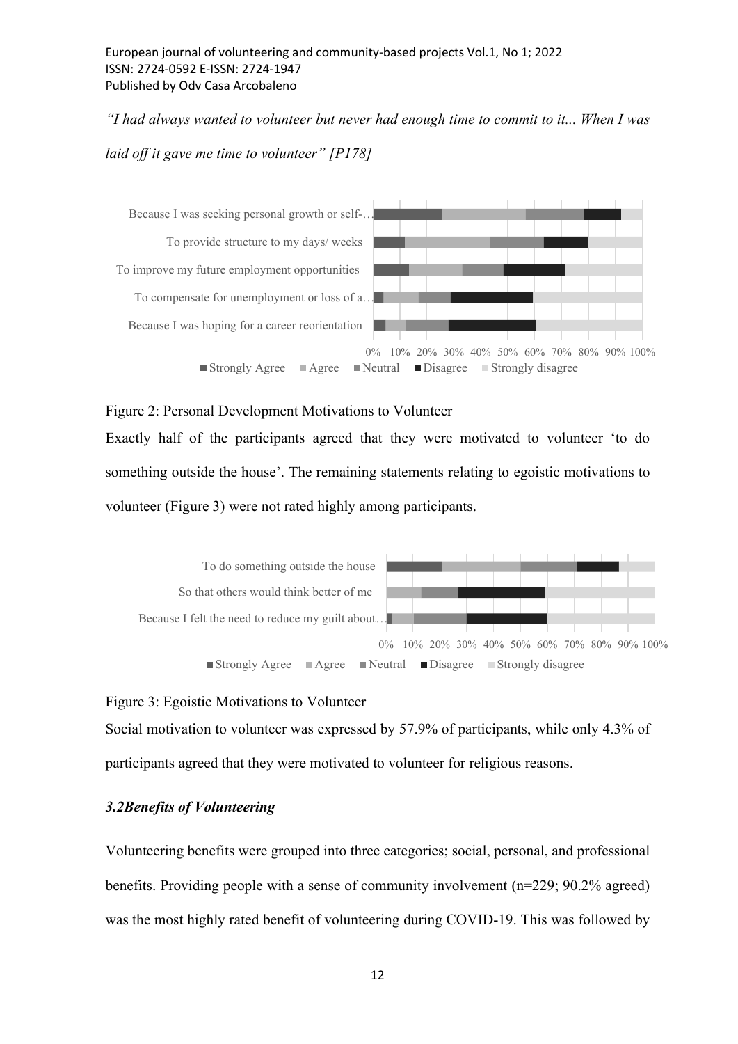*"I had always wanted to volunteer but never had enough time to commit to it... When I was laid off it gave me time to volunteer" [P178]*

Figure 2: Personal Development Motivations to Volunteer

Exactly half of the participants agreed that they were motivated to volunteer 'to do something outside the house'. The remaining statements relating to egoistic motivations to volunteer (Figure 3) were not rated highly among participants.

Figure 3: Egoistic Motivations to Volunteer

Social motivation to volunteer was expressed by 57.9% of participants, while only 4.3% of participants agreed that they were motivated to volunteer for religious reasons.

### *3.2 Benefits of Volunteering*

Volunteering benefits were grouped into three categories; social, personal, and professional benefits. Providing people with a sense of community involvement (n=229; 90.2% agreed) was the most highly rated benefit of volunteering during COVID-19. This was followed by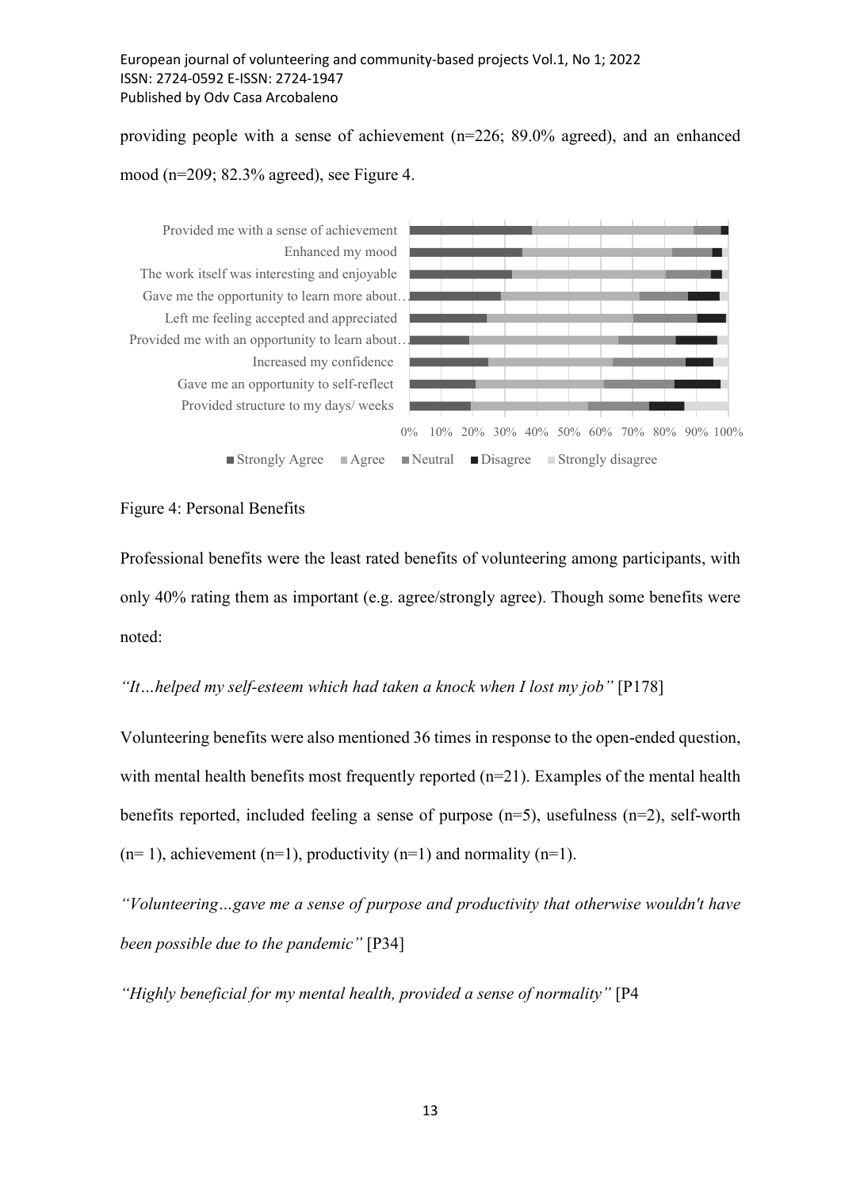providing people with a sense of achievement (n=226; 89.0% agreed), and an enhanced mood (n=209; 82.3% agreed), see Figure 4.

Figure 4: Personal Benefits

Professional benefits were the least rated benefits of volunteering among participants, with only 40% rating them as important (e.g. agree/strongly agree). Though some benefits were noted:

*"It…helped my self-esteem which had taken a knock when I lost my job"* [P178]

Volunteering benefits were also mentioned 36 times in response to the open-ended question, with mental health benefits most frequently reported (n=21). Examples of the mental health benefits reported, included feeling a sense of purpose (n=5), usefulness (n=2), self-worth (n= 1), achievement (n=1), productivity (n=1) and normality (n=1).

*"Volunteering…gave me a sense of purpose and productivity that otherwise wouldn't have been possible due to the pandemic"* [P34]

*"Highly beneficial for my mental health, provided a sense of normality"* [P4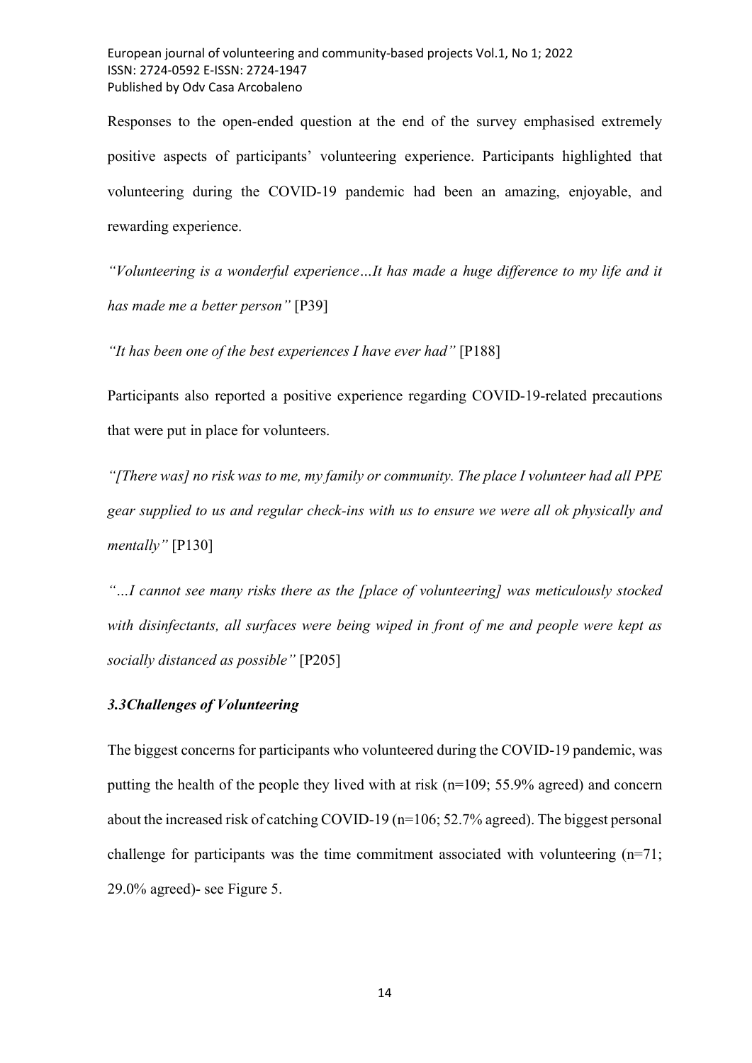Responses to the open-ended question at the end of the survey emphasised extremely positive aspects of participants' volunteering experience. Participants highlighted that volunteering during the COVID-19 pandemic had been an amazing, enjoyable, and rewarding experience.

*"Volunteering is a wonderful experience…It has made a huge difference to my life and it has made me a better person"* [P39]

*"It has been one of the best experiences I have ever had"* [P188]

Participants also reported a positive experience regarding COVID-19-related precautions that were put in place for volunteers.

*"[There was] no risk was to me, my family or community. The place I volunteer had all PPE gear supplied to us and regular check-ins with us to ensure we were all ok physically and mentally"* [P130]

*"…I cannot see many risks there as the [place of volunteering] was meticulously stocked with disinfectants, all surfaces were being wiped in front of me and people were kept as socially distanced as possible"* [P205]

### *3.3Challenges of Volunteering*

The biggest concerns for participants who volunteered during the COVID-19 pandemic, was putting the health of the people they lived with at risk (n=109; 55.9% agreed) and concern about the increased risk of catching COVID-19 (n=106; 52.7% agreed). The biggest personal challenge for participants was the time commitment associated with volunteering (n=71; 29.0% agreed)- see Figure 5.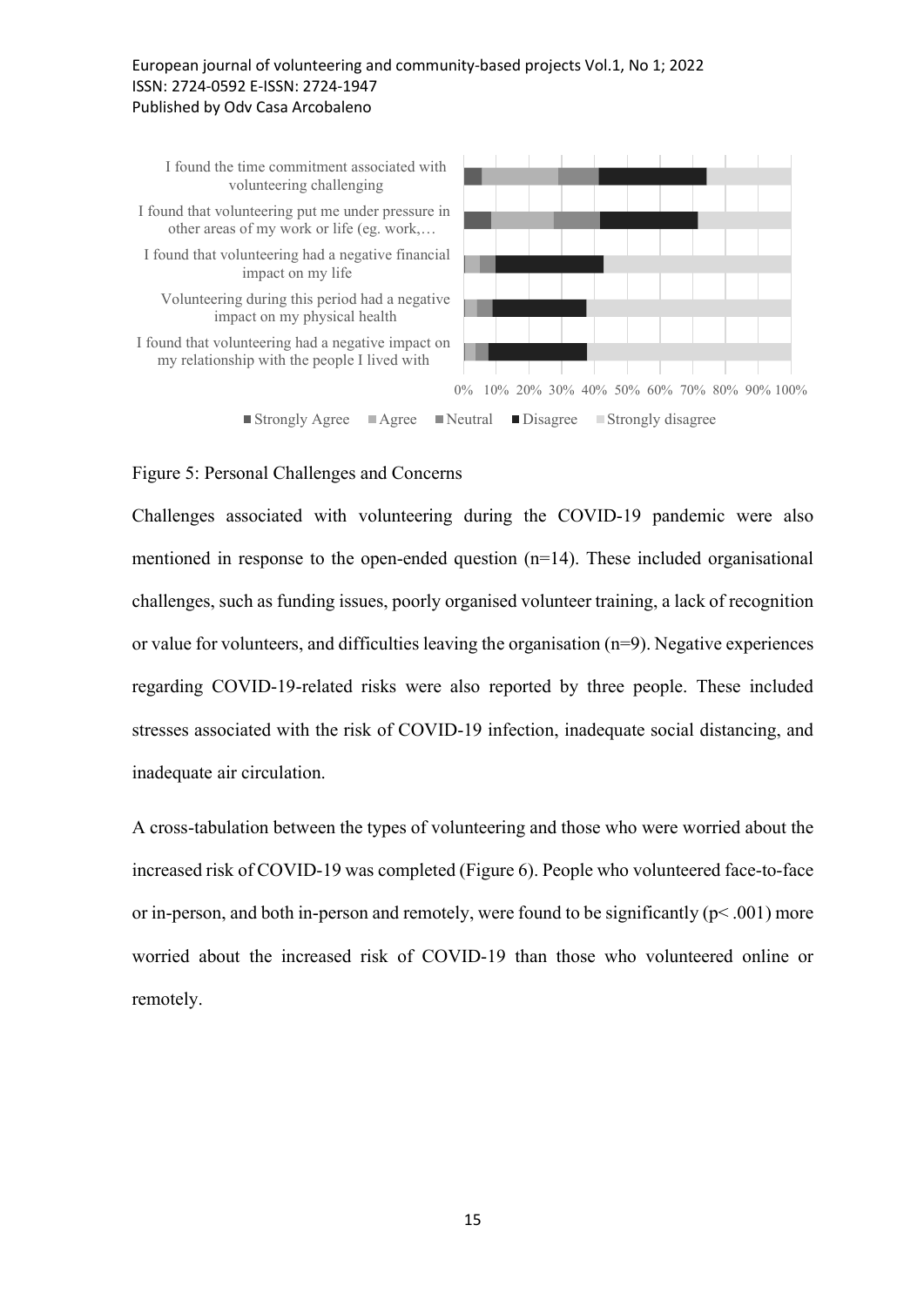Figure 5: Personal Challenges and Concerns

Challenges associated with volunteering during the COVID-19 pandemic were also mentioned in response to the open-ended question (n=14). These included organisational challenges, such as funding issues, poorly organised volunteer training, a lack of recognition or value for volunteers, and difficulties leaving the organisation (n=9). Negative experiences regarding COVID-19-related risks were also reported by three people. These included stresses associated with the risk of COVID-19 infection, inadequate social distancing, and inadequate air circulation.

A cross-tabulation between the types of volunteering and those who were worried about the increased risk of COVID-19 was completed (Figure 6). People who volunteered face-to-face or in-person, and both in-person and remotely, were found to be significantly ($p < .001$) more worried about the increased risk of COVID-19 than those who volunteered online or remotely.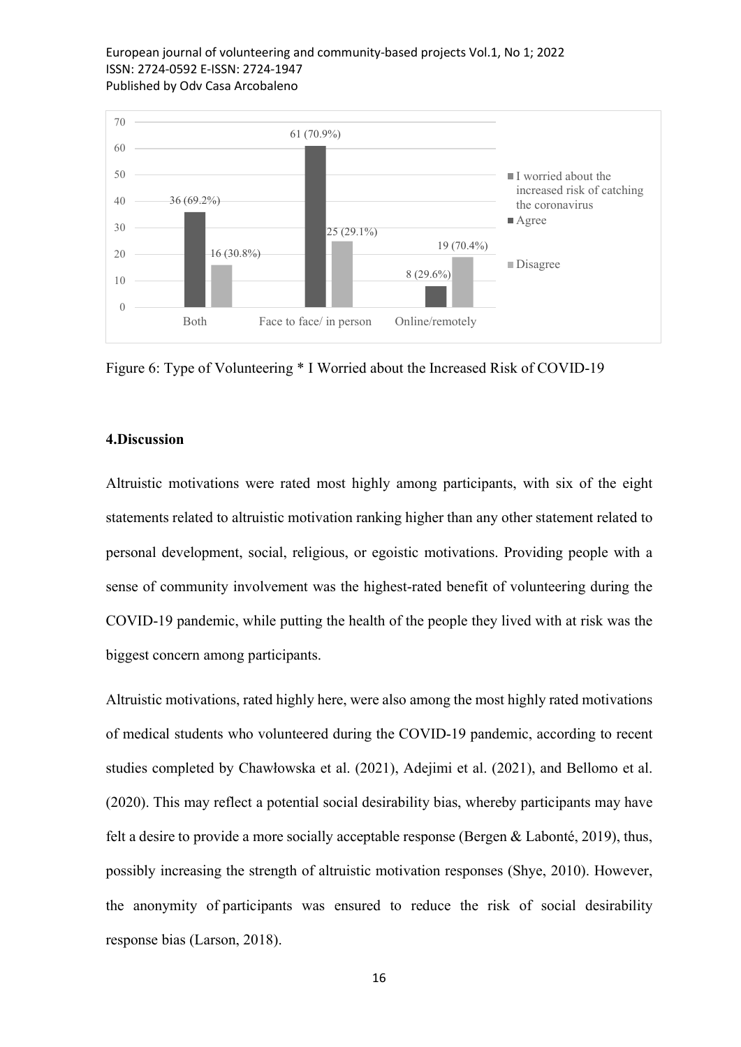Figure 6: Type of Volunteering * I Worried about the Increased Risk of COVID-19

## 4.Discussion

Altruistic motivations were rated most highly among participants, with six of the eight statements related to altruistic motivation ranking higher than any other statement related to personal development, social, religious, or egoistic motivations. Providing people with a sense of community involvement was the highest-rated benefit of volunteering during the COVID-19 pandemic, while putting the health of the people they lived with at risk was the biggest concern among participants.

Altruistic motivations, rated highly here, were also among the most highly rated motivations of medical students who volunteered during the COVID-19 pandemic, according to recent studies completed by Chawłowska et al. (2021), Adejimi et al. (2021), and Bellomo et al. (2020). This may reflect a potential social desirability bias, whereby participants may have felt a desire to provide a more socially acceptable response (Bergen & Labonté, 2019), thus, possibly increasing the strength of altruistic motivation responses (Shye, 2010). However, the anonymity of participants was ensured to reduce the risk of social desirability response bias (Larson, 2018).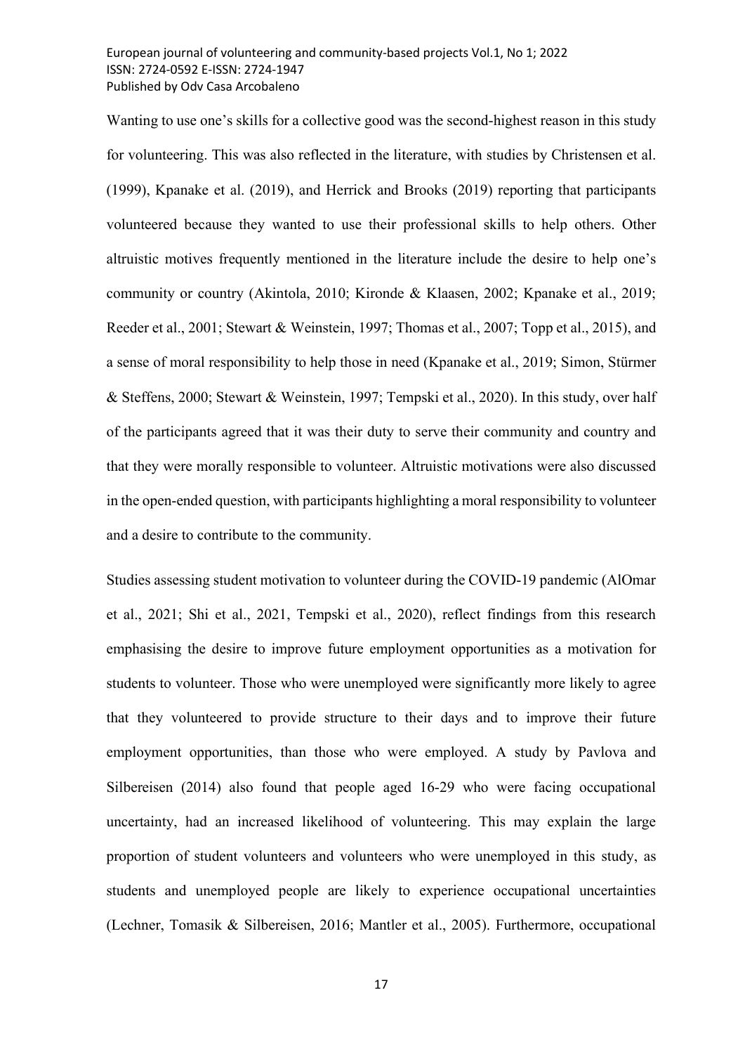Wanting to use one's skills for a collective good was the second-highest reason in this study for volunteering. This was also reflected in the literature, with studies by Christensen et al. (1999), Kpanake et al. (2019), and Herrick and Brooks (2019) reporting that participants volunteered because they wanted to use their professional skills to help others. Other altruistic motives frequently mentioned in the literature include the desire to help one's community or country (Akintola, 2010; Kironde & Klaasen, 2002; Kpanake et al., 2019; Reeder et al., 2001; Stewart & Weinstein, 1997; Thomas et al., 2007; Topp et al., 2015), and a sense of moral responsibility to help those in need (Kpanake et al., 2019; Simon, Stürmer & Steffens, 2000; Stewart & Weinstein, 1997; Tempski et al., 2020). In this study, over half of the participants agreed that it was their duty to serve their community and country and that they were morally responsible to volunteer. Altruistic motivations were also discussed in the open-ended question, with participants highlighting a moral responsibility to volunteer and a desire to contribute to the community.

Studies assessing student motivation to volunteer during the COVID-19 pandemic (AlOmar et al., 2021; Shi et al., 2021, Tempski et al., 2020), reflect findings from this research emphasising the desire to improve future employment opportunities as a motivation for students to volunteer. Those who were unemployed were significantly more likely to agree that they volunteered to provide structure to their days and to improve their future employment opportunities, than those who were employed. A study by Pavlova and Silbereisen (2014) also found that people aged 16-29 who were facing occupational uncertainty, had an increased likelihood of volunteering. This may explain the large proportion of student volunteers and volunteers who were unemployed in this study, as students and unemployed people are likely to experience occupational uncertainties (Lechner, Tomasik & Silbereisen, 2016; Mantler et al., 2005). Furthermore, occupational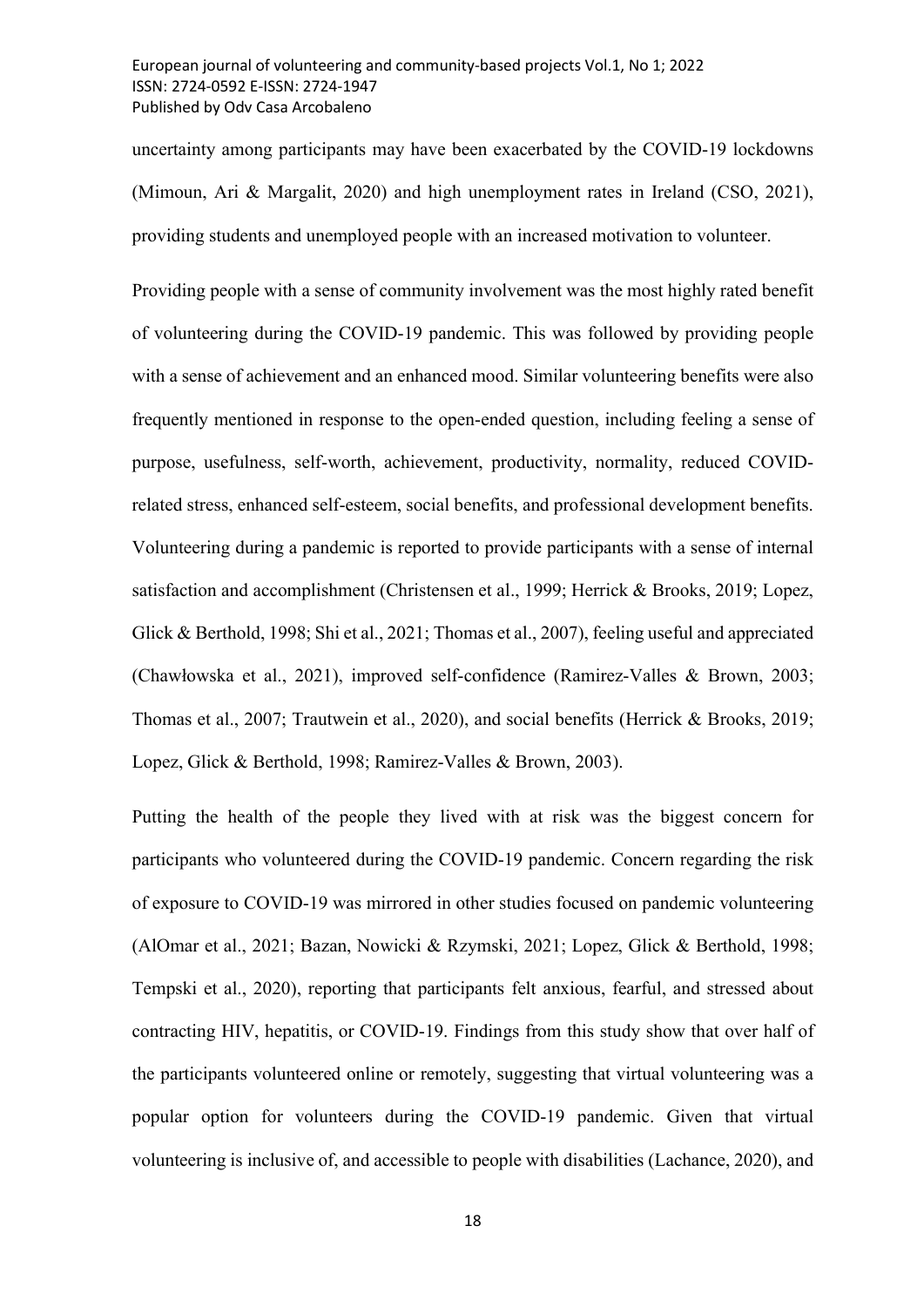uncertainty among participants may have been exacerbated by the COVID-19 lockdowns (Mimoun, Ari & Margalit, 2020) and high unemployment rates in Ireland (CSO, 2021), providing students and unemployed people with an increased motivation to volunteer.

Providing people with a sense of community involvement was the most highly rated benefit of volunteering during the COVID-19 pandemic. This was followed by providing people with a sense of achievement and an enhanced mood. Similar volunteering benefits were also frequently mentioned in response to the open-ended question, including feeling a sense of purpose, usefulness, self-worth, achievement, productivity, normality, reduced COVID-related stress, enhanced self-esteem, social benefits, and professional development benefits. Volunteering during a pandemic is reported to provide participants with a sense of internal satisfaction and accomplishment (Christensen et al., 1999; Herrick & Brooks, 2019; Lopez, Glick & Berthold, 1998; Shi et al., 2021; Thomas et al., 2007), feeling useful and appreciated (Chawłowska et al., 2021), improved self-confidence (Ramirez-Valles & Brown, 2003; Thomas et al., 2007; Trautwein et al., 2020), and social benefits (Herrick & Brooks, 2019; Lopez, Glick & Berthold, 1998; Ramirez-Valles & Brown, 2003).

Putting the health of the people they lived with at risk was the biggest concern for participants who volunteered during the COVID-19 pandemic. Concern regarding the risk of exposure to COVID-19 was mirrored in other studies focused on pandemic volunteering (AlOmar et al., 2021; Bazan, Nowicki & Rzymski, 2021; Lopez, Glick & Berthold, 1998; Tempski et al., 2020), reporting that participants felt anxious, fearful, and stressed about contracting HIV, hepatitis, or COVID-19. Findings from this study show that over half of the participants volunteered online or remotely, suggesting that virtual volunteering was a popular option for volunteers during the COVID-19 pandemic. Given that virtual volunteering is inclusive of, and accessible to people with disabilities (Lachance, 2020), and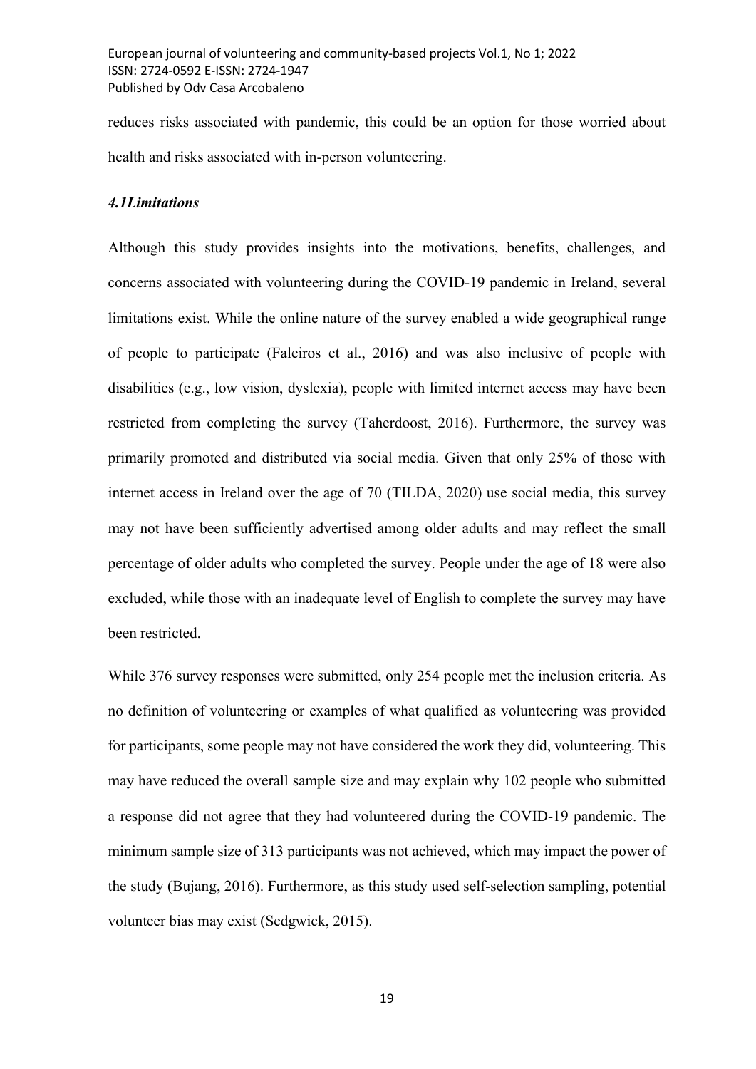reduces risks associated with pandemic, this could be an option for those worried about health and risks associated with in-person volunteering.

### *4.1Limitations*

Although this study provides insights into the motivations, benefits, challenges, and concerns associated with volunteering during the COVID-19 pandemic in Ireland, several limitations exist. While the online nature of the survey enabled a wide geographical range of people to participate (Faleiros et al., 2016) and was also inclusive of people with disabilities (e.g., low vision, dyslexia), people with limited internet access may have been restricted from completing the survey (Taherdoost, 2016). Furthermore, the survey was primarily promoted and distributed via social media. Given that only 25% of those with internet access in Ireland over the age of 70 (TILDA, 2020) use social media, this survey may not have been sufficiently advertised among older adults and may reflect the small percentage of older adults who completed the survey. People under the age of 18 were also excluded, while those with an inadequate level of English to complete the survey may have been restricted.

While 376 survey responses were submitted, only 254 people met the inclusion criteria. As no definition of volunteering or examples of what qualified as volunteering was provided for participants, some people may not have considered the work they did, volunteering. This may have reduced the overall sample size and may explain why 102 people who submitted a response did not agree that they had volunteered during the COVID-19 pandemic. The minimum sample size of 313 participants was not achieved, which may impact the power of the study (Bujang, 2016). Furthermore, as this study used self-selection sampling, potential volunteer bias may exist (Sedgwick, 2015).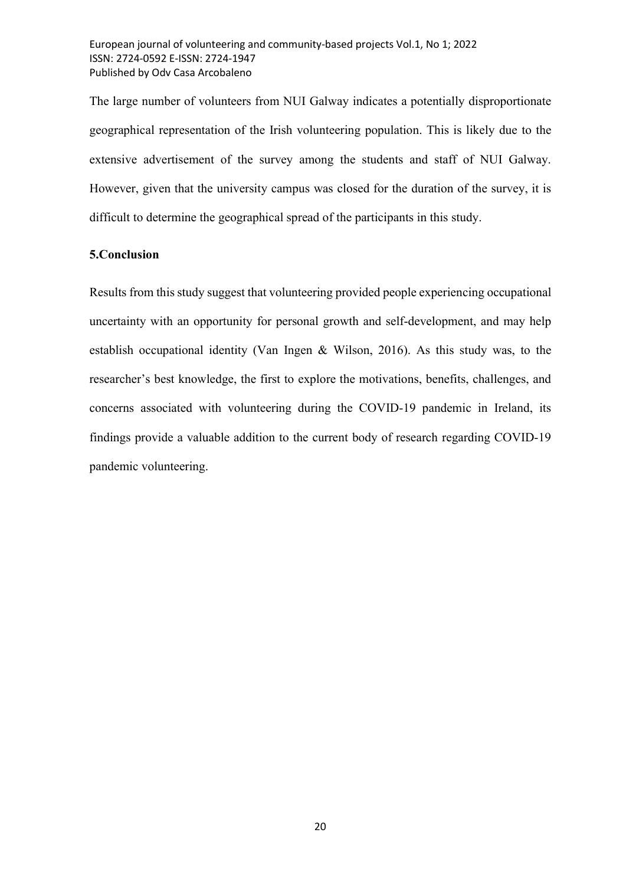The large number of volunteers from NUI Galway indicates a potentially disproportionate geographical representation of the Irish volunteering population. This is likely due to the extensive advertisement of the survey among the students and staff of NUI Galway. However, given that the university campus was closed for the duration of the survey, it is difficult to determine the geographical spread of the participants in this study.

## 5.Conclusion

Results from this study suggest that volunteering provided people experiencing occupational uncertainty with an opportunity for personal growth and self-development, and may help establish occupational identity (Van Ingen & Wilson, 2016). As this study was, to the researcher's best knowledge, the first to explore the motivations, benefits, challenges, and concerns associated with volunteering during the COVID-19 pandemic in Ireland, its findings provide a valuable addition to the current body of research regarding COVID-19 pandemic volunteering.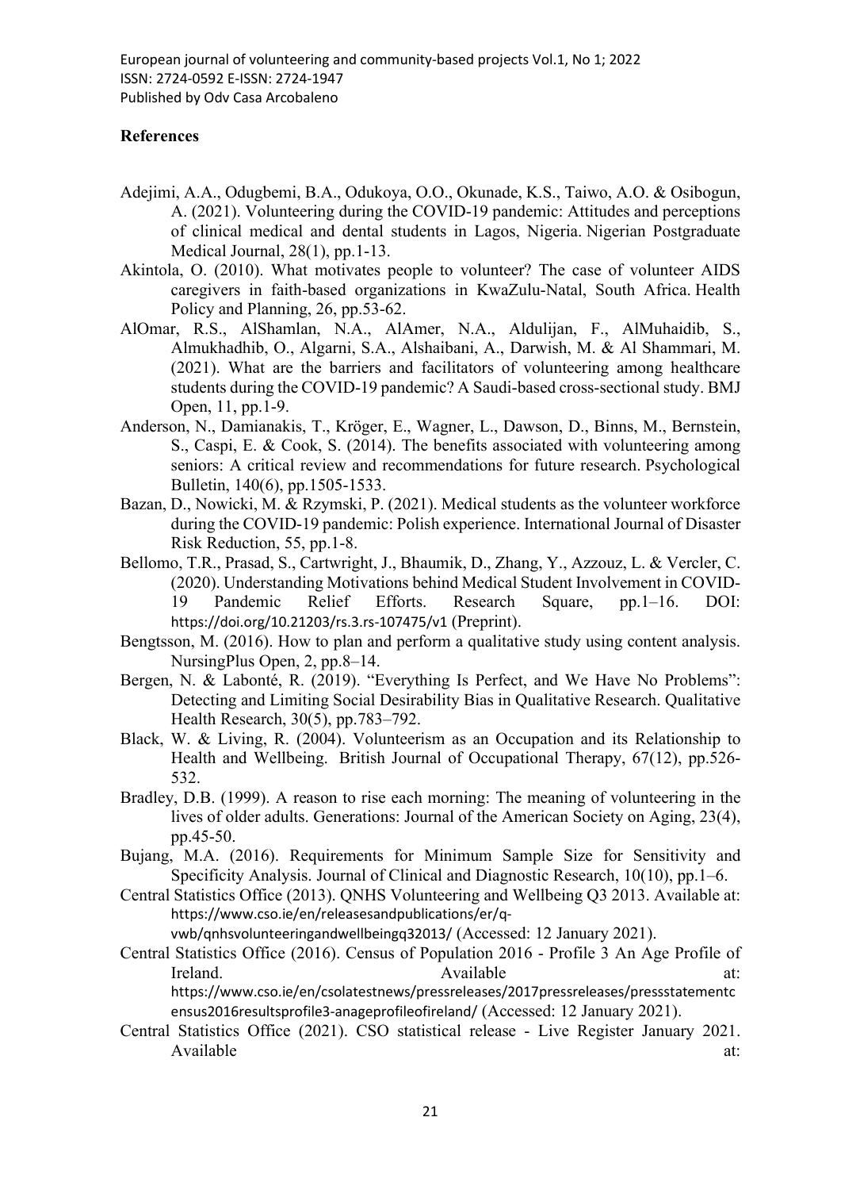## References

Adejimi, A.A., Odugbemi, B.A., Odukoya, O.O., Okunade, K.S., Taiwo, A.O. & Osibogun, A. (2021). Volunteering during the COVID-19 pandemic: Attitudes and perceptions of clinical medical and dental students in Lagos, Nigeria. Nigerian Postgraduate Medical Journal, 28(1), pp.1-13.

Akintola, O. (2010). What motivates people to volunteer? The case of volunteer AIDS caregivers in faith-based organizations in KwaZulu-Natal, South Africa. Health Policy and Planning, 26, pp.53-62.

AlOmar, R.S., AlShamlan, N.A., AlAmer, N.A., Aldulijan, F., AlMuhaidib, S., Almukhadhib, O., Algarni, S.A., Alshaibani, A., Darwish, M. & Al Shammari, M. (2021). What are the barriers and facilitators of volunteering among healthcare students during the COVID-19 pandemic? A Saudi-based cross-sectional study. BMJ Open, 11, pp.1-9.

Anderson, N., Damianakis, T., Kröger, E., Wagner, L., Dawson, D., Binns, M., Bernstein, S., Caspi, E. & Cook, S. (2014). The benefits associated with volunteering among seniors: A critical review and recommendations for future research. Psychological Bulletin, 140(6), pp.1505-1533.

Bazan, D., Nowicki, M. & Rzymski, P. (2021). Medical students as the volunteer workforce during the COVID-19 pandemic: Polish experience. International Journal of Disaster Risk Reduction, 55, pp.1-8.

Bellomo, T.R., Prasad, S., Cartwright, J., Bhaumik, D., Zhang, Y., Azzouz, L. & Vercler, C. (2020). Understanding Motivations behind Medical Student Involvement in COVID-19 Pandemic Relief Efforts. Research Square, pp.1–16. DOI: https://doi.org/10.21203/rs.3.rs-107475/v1 (Preprint).

Bengtsson, M. (2016). How to plan and perform a qualitative study using content analysis. NursingPlus Open, 2, pp.8–14.

Bergen, N. & Labonté, R. (2019). "Everything Is Perfect, and We Have No Problems": Detecting and Limiting Social Desirability Bias in Qualitative Research. Qualitative Health Research, 30(5), pp.783–792.

Black, W. & Living, R. (2004). Volunteerism as an Occupation and its Relationship to Health and Wellbeing. British Journal of Occupational Therapy, 67(12), pp.526-532.

Bradley, D.B. (1999). A reason to rise each morning: The meaning of volunteering in the lives of older adults. Generations: Journal of the American Society on Aging, 23(4), pp.45-50.

Bujang, M.A. (2016). Requirements for Minimum Sample Size for Sensitivity and Specificity Analysis. Journal of Clinical and Diagnostic Research, 10(10), pp.1–6.

Central Statistics Office (2013). QNHS Volunteering and Wellbeing Q3 2013. Available at: https://www.cso.ie/en/releasesandpublications/er/q-vwb/qnhsvolunteeringandwellbeingq32013/ (Accessed: 12 January 2021).

Central Statistics Office (2016). Census of Population 2016 - Profile 3 An Age Profile of Ireland. Available at: https://www.cso.ie/en/csolatestnews/pressreleases/2017pressreleases/pressstatementcensus2016resultsprofile3-anageprofileofireland/ (Accessed: 12 January 2021).

Central Statistics Office (2021). CSO statistical release - Live Register January 2021. Available at: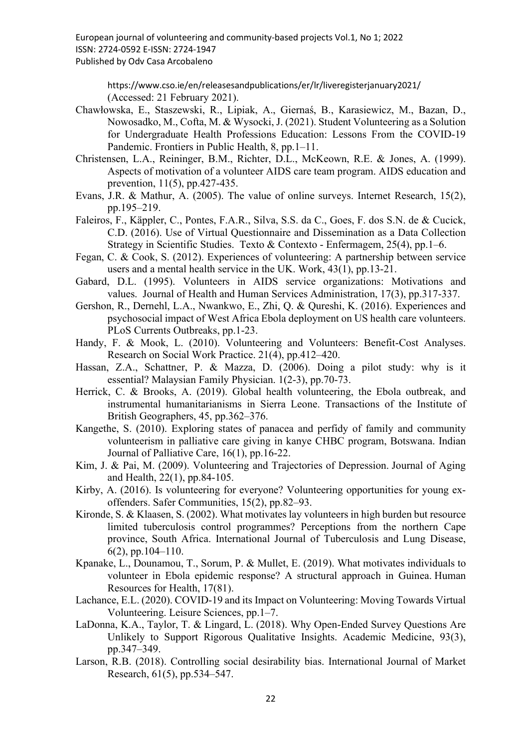https://www.cso.ie/en/releasesandpublications/er/lr/liveregisterjanuary2021/ (Accessed: 21 February 2021).

Chawłowska, E., Staszewski, R., Lipiak, A., Giernaś, B., Karasiewicz, M., Bazan, D., Nowosadko, M., Cofta, M. & Wysocki, J. (2021). Student Volunteering as a Solution for Undergraduate Health Professions Education: Lessons From the COVID-19 Pandemic. Frontiers in Public Health, 8, pp.1–11.

Christensen, L.A., Reininger, B.M., Richter, D.L., McKeown, R.E. & Jones, A. (1999). Aspects of motivation of a volunteer AIDS care team program. AIDS education and prevention, 11(5), pp.427-435.

Evans, J.R. & Mathur, A. (2005). The value of online surveys. Internet Research, 15(2), pp.195–219.

Faleiros, F., Käppler, C., Pontes, F.A.R., Silva, S.S. da C., Goes, F. dos S.N. de & Cucick, C.D. (2016). Use of Virtual Questionnaire and Dissemination as a Data Collection Strategy in Scientific Studies. Texto & Contexto - Enfermagem, 25(4), pp.1–6.

Fegan, C. & Cook, S. (2012). Experiences of volunteering: A partnership between service users and a mental health service in the UK. Work, 43(1), pp.13-21.

Gabard, D.L. (1995). Volunteers in AIDS service organizations: Motivations and values. Journal of Health and Human Services Administration, 17(3), pp.317-337.

Gershon, R., Dernehl, L.A., Nwankwo, E., Zhi, Q. & Qureshi, K. (2016). Experiences and psychosocial impact of West Africa Ebola deployment on US health care volunteers. PLoS Currents Outbreaks, pp.1-23.

Handy, F. & Mook, L. (2010). Volunteering and Volunteers: Benefit-Cost Analyses. Research on Social Work Practice. 21(4), pp.412–420.

Hassan, Z.A., Schattner, P. & Mazza, D. (2006). Doing a pilot study: why is it essential? Malaysian Family Physician. 1(2-3), pp.70-73.

Herrick, C. & Brooks, A. (2019). Global health volunteering, the Ebola outbreak, and instrumental humanitarianisms in Sierra Leone. Transactions of the Institute of British Geographers, 45, pp.362–376.

Kangethe, S. (2010). Exploring states of panacea and perfidy of family and community volunteerism in palliative care giving in kanye CHBC program, Botswana. Indian Journal of Palliative Care, 16(1), pp.16-22.

Kim, J. & Pai, M. (2009). Volunteering and Trajectories of Depression. Journal of Aging and Health, 22(1), pp.84-105.

Kirby, A. (2016). Is volunteering for everyone? Volunteering opportunities for young ex-offenders. Safer Communities, 15(2), pp.82–93.

Kironde, S. & Klaasen, S. (2002). What motivates lay volunteers in high burden but resource limited tuberculosis control programmes? Perceptions from the northern Cape province, South Africa. International Journal of Tuberculosis and Lung Disease, 6(2), pp.104–110.

Kpanake, L., Dounamou, T., Sorum, P. & Mullet, E. (2019). What motivates individuals to volunteer in Ebola epidemic response? A structural approach in Guinea. Human Resources for Health, 17(81).

Lachance, E.L. (2020). COVID-19 and its Impact on Volunteering: Moving Towards Virtual Volunteering. Leisure Sciences, pp.1–7.

LaDonna, K.A., Taylor, T. & Lingard, L. (2018). Why Open-Ended Survey Questions Are Unlikely to Support Rigorous Qualitative Insights. Academic Medicine, 93(3), pp.347–349.

Larson, R.B. (2018). Controlling social desirability bias. International Journal of Market Research, 61(5), pp.534–547.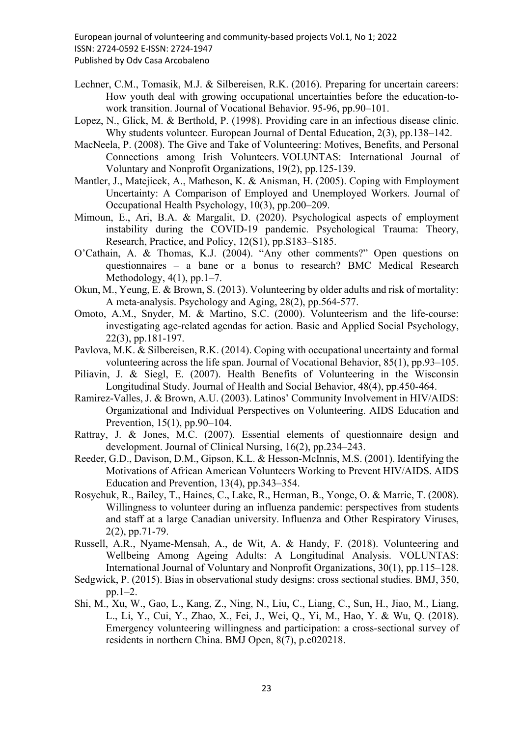Lechner, C.M., Tomasik, M.J. & Silbereisen, R.K. (2016). Preparing for uncertain careers: How youth deal with growing occupational uncertainties before the education-to-work transition. Journal of Vocational Behavior. 95-96, pp.90–101.

Lopez, N., Glick, M. & Berthold, P. (1998). Providing care in an infectious disease clinic. Why students volunteer. European Journal of Dental Education, 2(3), pp.138–142.

MacNeela, P. (2008). The Give and Take of Volunteering: Motives, Benefits, and Personal Connections among Irish Volunteers. VOLUNTAS: International Journal of Voluntary and Nonprofit Organizations, 19(2), pp.125-139.

Mantler, J., Matejicek, A., Matheson, K. & Anisman, H. (2005). Coping with Employment Uncertainty: A Comparison of Employed and Unemployed Workers. Journal of Occupational Health Psychology, 10(3), pp.200–209.

Mimoun, E., Ari, B.A. & Margalit, D. (2020). Psychological aspects of employment instability during the COVID-19 pandemic. Psychological Trauma: Theory, Research, Practice, and Policy, 12(S1), pp.S183–S185.

O'Cathain, A. & Thomas, K.J. (2004). "Any other comments?" Open questions on questionnaires – a bane or a bonus to research? BMC Medical Research Methodology, 4(1), pp.1–7.

Okun, M., Yeung, E. & Brown, S. (2013). Volunteering by older adults and risk of mortality: A meta-analysis. Psychology and Aging, 28(2), pp.564-577.

Omoto, A.M., Snyder, M. & Martino, S.C. (2000). Volunteerism and the life-course: investigating age-related agendas for action. Basic and Applied Social Psychology, 22(3), pp.181-197.

Pavlova, M.K. & Silbereisen, R.K. (2014). Coping with occupational uncertainty and formal volunteering across the life span. Journal of Vocational Behavior, 85(1), pp.93–105.

Piliavin, J. & Siegl, E. (2007). Health Benefits of Volunteering in the Wisconsin Longitudinal Study. Journal of Health and Social Behavior, 48(4), pp.450-464.

Ramirez-Valles, J. & Brown, A.U. (2003). Latinos' Community Involvement in HIV/AIDS: Organizational and Individual Perspectives on Volunteering. AIDS Education and Prevention, 15(1), pp.90–104.

Rattray, J. & Jones, M.C. (2007). Essential elements of questionnaire design and development. Journal of Clinical Nursing, 16(2), pp.234–243.

Reeder, G.D., Davison, D.M., Gipson, K.L. & Hesson-McInnis, M.S. (2001). Identifying the Motivations of African American Volunteers Working to Prevent HIV/AIDS. AIDS Education and Prevention, 13(4), pp.343–354.

Rosychuk, R., Bailey, T., Haines, C., Lake, R., Herman, B., Yonge, O. & Marrie, T. (2008). Willingness to volunteer during an influenza pandemic: perspectives from students and staff at a large Canadian university. Influenza and Other Respiratory Viruses, 2(2), pp.71-79.

Russell, A.R., Nyame-Mensah, A., de Wit, A. & Handy, F. (2018). Volunteering and Wellbeing Among Ageing Adults: A Longitudinal Analysis. VOLUNTAS: International Journal of Voluntary and Nonprofit Organizations, 30(1), pp.115–128.

Sedgwick, P. (2015). Bias in observational study designs: cross sectional studies. BMJ, 350, pp.1–2.

Shi, M., Xu, W., Gao, L., Kang, Z., Ning, N., Liu, C., Liang, C., Sun, H., Jiao, M., Liang, L., Li, Y., Cui, Y., Zhao, X., Fei, J., Wei, Q., Yi, M., Hao, Y. & Wu, Q. (2018). Emergency volunteering willingness and participation: a cross-sectional survey of residents in northern China. BMJ Open, 8(7), p.e020218.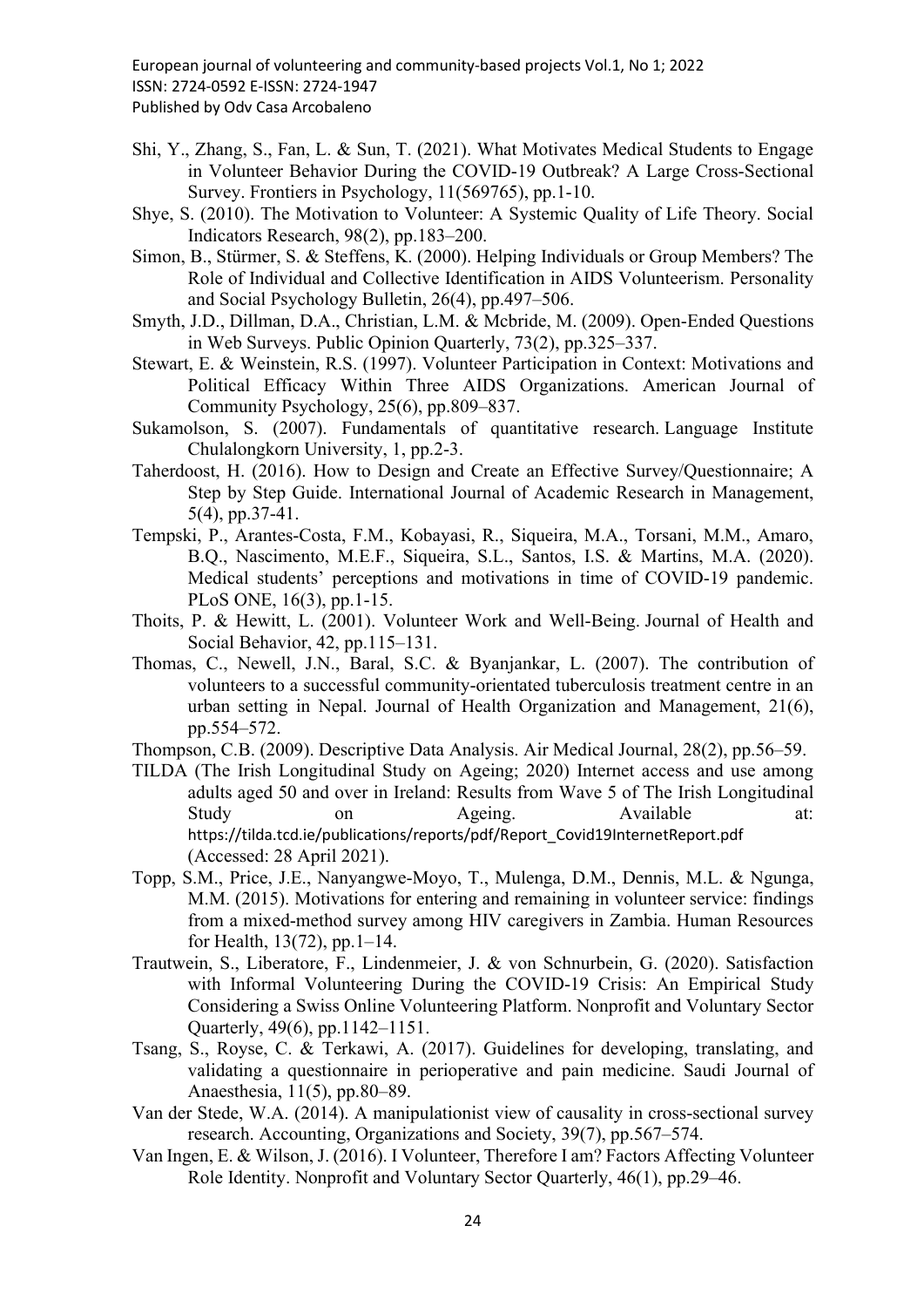Shi, Y., Zhang, S., Fan, L. & Sun, T. (2021). What Motivates Medical Students to Engage in Volunteer Behavior During the COVID-19 Outbreak? A Large Cross-Sectional Survey. Frontiers in Psychology, 11(569765), pp.1-10.

Shye, S. (2010). The Motivation to Volunteer: A Systemic Quality of Life Theory. Social Indicators Research, 98(2), pp.183–200.

Simon, B., Stürmer, S. & Steffens, K. (2000). Helping Individuals or Group Members? The Role of Individual and Collective Identification in AIDS Volunteerism. Personality and Social Psychology Bulletin, 26(4), pp.497–506.

Smyth, J.D., Dillman, D.A., Christian, L.M. & Mcbride, M. (2009). Open-Ended Questions in Web Surveys. Public Opinion Quarterly, 73(2), pp.325–337.

Stewart, E. & Weinstein, R.S. (1997). Volunteer Participation in Context: Motivations and Political Efficacy Within Three AIDS Organizations. American Journal of Community Psychology, 25(6), pp.809–837.

Sukamolson, S. (2007). Fundamentals of quantitative research. Language Institute Chulalongkorn University, 1, pp.2-3.

Taherdoost, H. (2016). How to Design and Create an Effective Survey/Questionnaire; A Step by Step Guide. International Journal of Academic Research in Management, 5(4), pp.37-41.

Tempski, P., Arantes-Costa, F.M., Kobayasi, R., Siqueira, M.A., Torsani, M.M., Amaro, B.Q., Nascimento, M.E.F., Siqueira, S.L., Santos, I.S. & Martins, M.A. (2020). Medical students' perceptions and motivations in time of COVID-19 pandemic. PLoS ONE, 16(3), pp.1-15.

Thoits, P. & Hewitt, L. (2001). Volunteer Work and Well-Being. Journal of Health and Social Behavior, 42, pp.115–131.

Thomas, C., Newell, J.N., Baral, S.C. & Byanjankar, L. (2007). The contribution of volunteers to a successful community-orientated tuberculosis treatment centre in an urban setting in Nepal. Journal of Health Organization and Management, 21(6), pp.554–572.

Thompson, C.B. (2009). Descriptive Data Analysis. Air Medical Journal, 28(2), pp.56–59.

TILDA (The Irish Longitudinal Study on Ageing; 2020) Internet access and use among adults aged 50 and over in Ireland: Results from Wave 5 of The Irish Longitudinal Study on Ageing. Available at: https://tilda.tcd.ie/publications/reports/pdf/Report_Covid19InternetReport.pdf (Accessed: 28 April 2021).

Topp, S.M., Price, J.E., Nanyangwe-Moyo, T., Mulenga, D.M., Dennis, M.L. & Ngunga, M.M. (2015). Motivations for entering and remaining in volunteer service: findings from a mixed-method survey among HIV caregivers in Zambia. Human Resources for Health, 13(72), pp.1–14.

Trautwein, S., Liberatore, F., Lindenmeier, J. & von Schnurbein, G. (2020). Satisfaction with Informal Volunteering During the COVID-19 Crisis: An Empirical Study Considering a Swiss Online Volunteering Platform. Nonprofit and Voluntary Sector Quarterly, 49(6), pp.1142–1151.

Tsang, S., Royse, C. & Terkawi, A. (2017). Guidelines for developing, translating, and validating a questionnaire in perioperative and pain medicine. Saudi Journal of Anaesthesia, 11(5), pp.80–89.

Van der Stede, W.A. (2014). A manipulationist view of causality in cross-sectional survey research. Accounting, Organizations and Society, 39(7), pp.567–574.

Van Ingen, E. & Wilson, J. (2016). I Volunteer, Therefore I am? Factors Affecting Volunteer Role Identity. Nonprofit and Voluntary Sector Quarterly, 46(1), pp.29–46.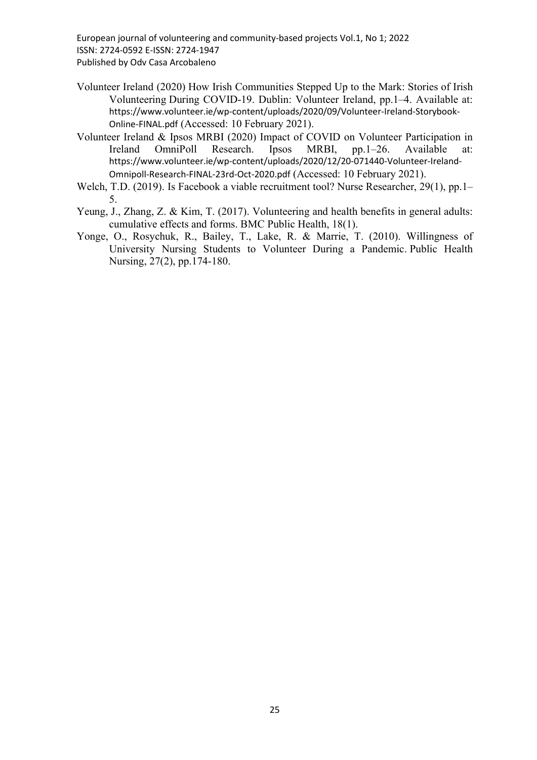Volunteer Ireland (2020) How Irish Communities Stepped Up to the Mark: Stories of Irish Volunteering During COVID-19. Dublin: Volunteer Ireland, pp.1–4. Available at: https://www.volunteer.ie/wp-content/uploads/2020/09/Volunteer-Ireland-Storybook-Online-FINAL.pdf (Accessed: 10 February 2021).

Volunteer Ireland & Ipsos MRBI (2020) Impact of COVID on Volunteer Participation in Ireland OmniPoll Research. Ipsos MRBI, pp.1–26. Available at: https://www.volunteer.ie/wp-content/uploads/2020/12/20-071440-Volunteer-Ireland-Omnipoll-Research-FINAL-23rd-Oct-2020.pdf (Accessed: 10 February 2021).

Welch, T.D. (2019). Is Facebook a viable recruitment tool? Nurse Researcher, 29(1), pp.1–5.

Yeung, J., Zhang, Z. & Kim, T. (2017). Volunteering and health benefits in general adults: cumulative effects and forms. BMC Public Health, 18(1).

Yonge, O., Rosychuk, R., Bailey, T., Lake, R. & Marrie, T. (2010). Willingness of University Nursing Students to Volunteer During a Pandemic. Public Health Nursing, 27(2), pp.174-180.